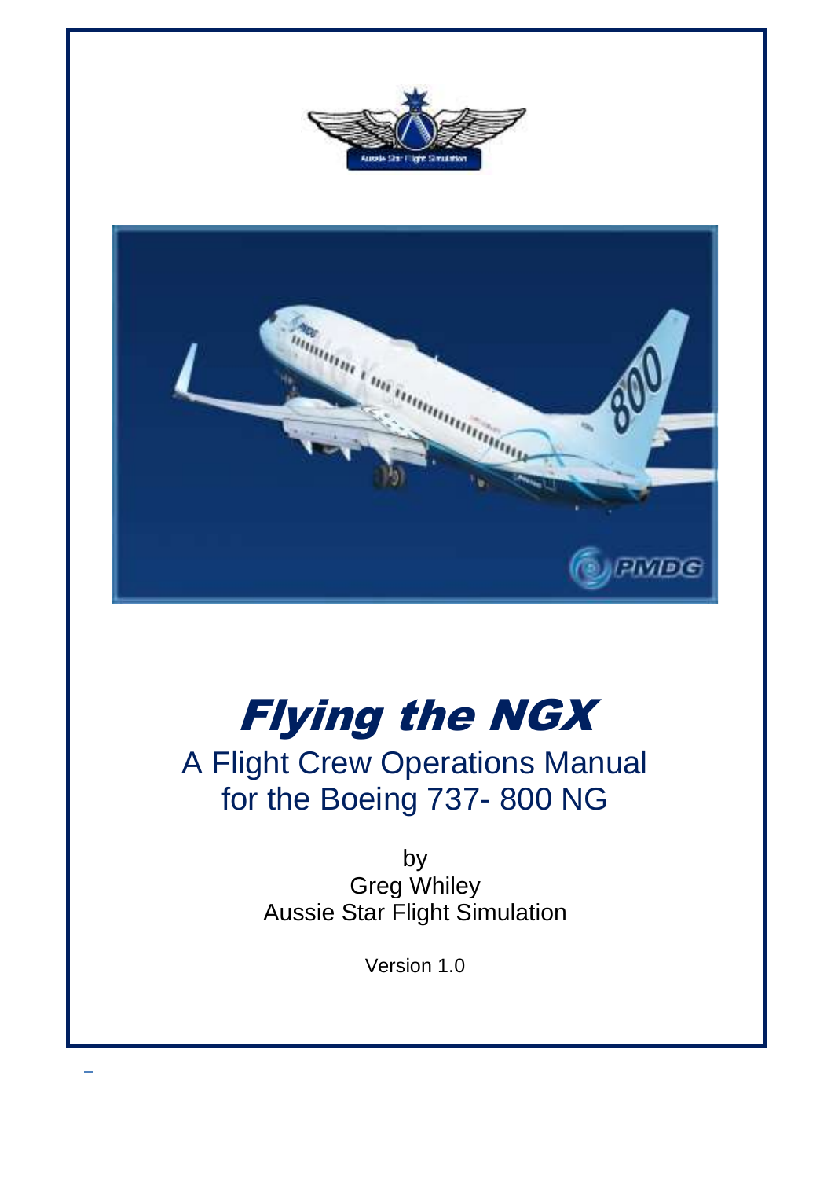# *Flying the NGX*

## A Flight Crew Operations Manual for the Boeing 737- 800 NG

by
Greg Whiley
Aussie Star Flight Simulation

Version 1.0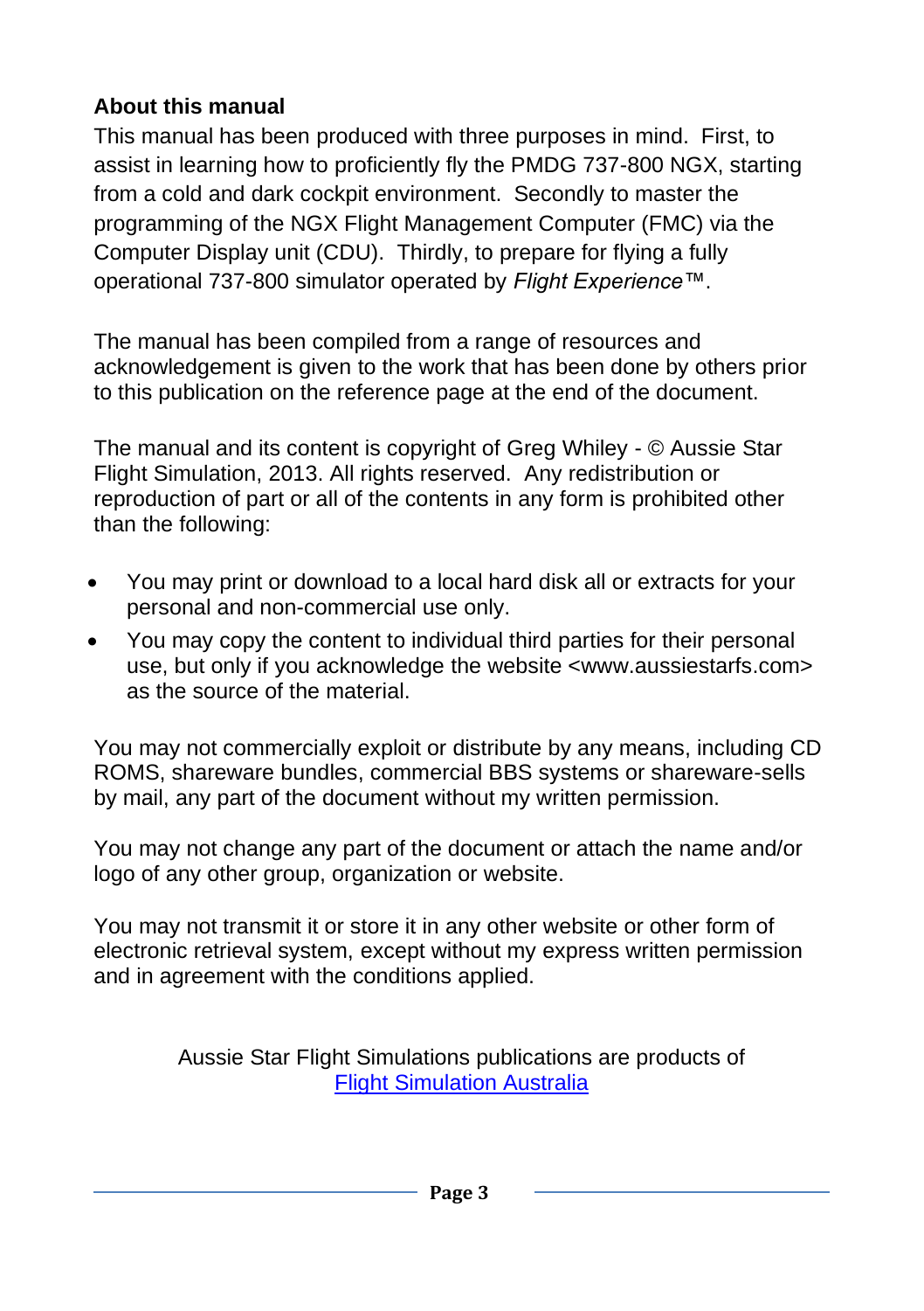**About this manual**

This manual has been produced with three purposes in mind. First, to assist in learning how to proficiently fly the PMDG 737-800 NGX, starting from a cold and dark cockpit environment. Secondly to master the programming of the NGX Flight Management Computer (FMC) via the Computer Display unit (CDU). Thirdly, to prepare for flying a fully operational 737-800 simulator operated by *Flight Experience*™.

The manual has been compiled from a range of resources and acknowledgement is given to the work that has been done by others prior to this publication on the reference page at the end of the document.

The manual and its content is copyright of Greg Whiley - © Aussie Star Flight Simulation, 2013. All rights reserved. Any redistribution or reproduction of part or all of the contents in any form is prohibited other than the following:

- You may print or download to a local hard disk all or extracts for your personal and non-commercial use only.
- You may copy the content to individual third parties for their personal use, but only if you acknowledge the website <www.aussiestarfs.com> as the source of the material.

You may not commercially exploit or distribute by any means, including CD ROMS, shareware bundles, commercial BBS systems or shareware-sells by mail, any part of the document without my written permission.

You may not change any part of the document or attach the name and/or logo of any other group, organization or website.

You may not transmit it or store it in any other website or other form of electronic retrieval system, except without my express written permission and in agreement with the conditions applied.

Aussie Star Flight Simulations publications are products of [Flight Simulation Australia]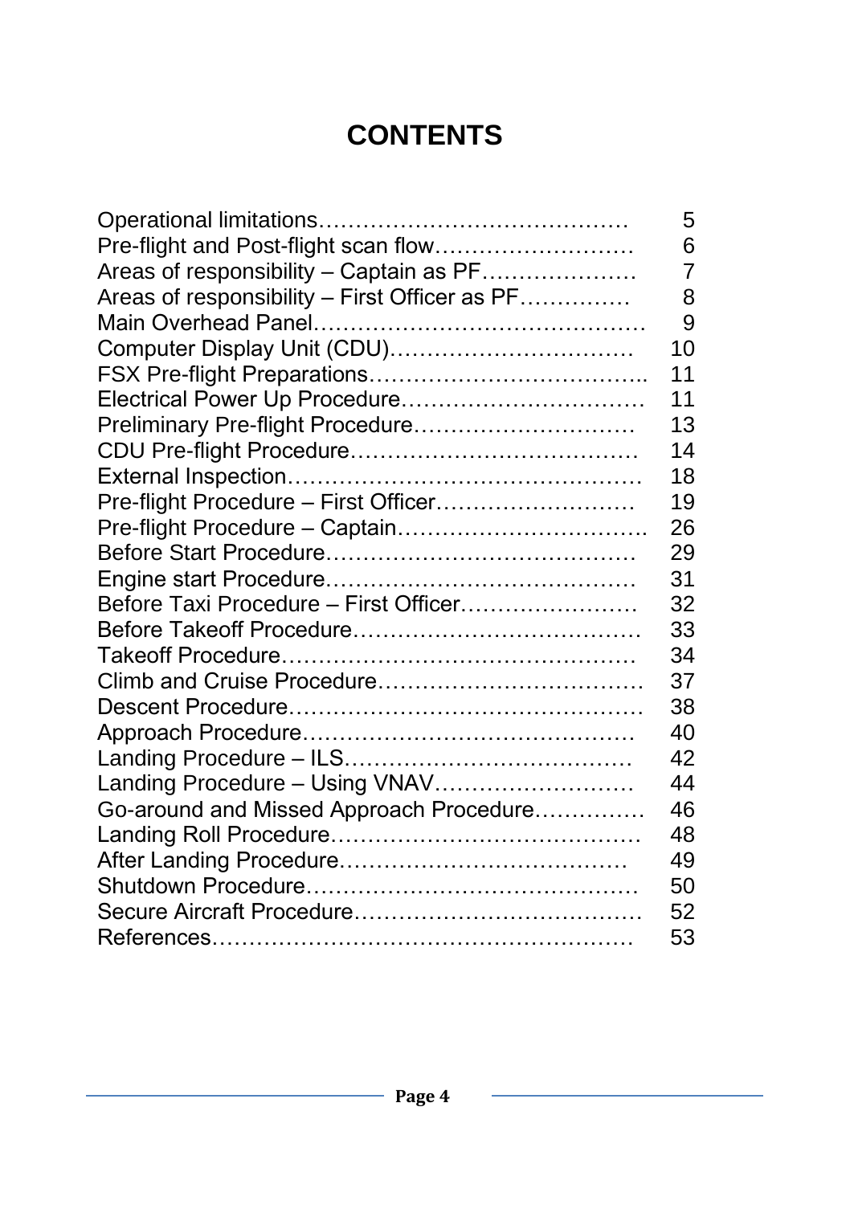# CONTENTS

| | |
|---|---|
| Operational limitations | 5 |
| Pre-flight and Post-flight scan flow | 6 |
| Areas of responsibility – Captain as PF | 7 |
| Areas of responsibility – First Officer as PF | 8 |
| Main Overhead Panel | 9 |
| Computer Display Unit (CDU) | 10 |
| FSX Pre-flight Preparations | 11 |
| Electrical Power Up Procedure | 11 |
| Preliminary Pre-flight Procedure | 13 |
| CDU Pre-flight Procedure | 14 |
| External Inspection | 18 |
| Pre-flight Procedure – First Officer | 19 |
| Pre-flight Procedure – Captain | 26 |
| Before Start Procedure | 29 |
| Engine start Procedure | 31 |
| Before Taxi Procedure – First Officer | 32 |
| Before Takeoff Procedure | 33 |
| Takeoff Procedure | 34 |
| Climb and Cruise Procedure | 37 |
| Descent Procedure | 38 |
| Approach Procedure | 40 |
| Landing Procedure – ILS | 42 |
| Landing Procedure – Using VNAV | 44 |
| Go-around and Missed Approach Procedure | 46 |
| Landing Roll Procedure | 48 |
| After Landing Procedure | 49 |
| Shutdown Procedure | 50 |
| Secure Aircraft Procedure | 52 |
| References | 53 |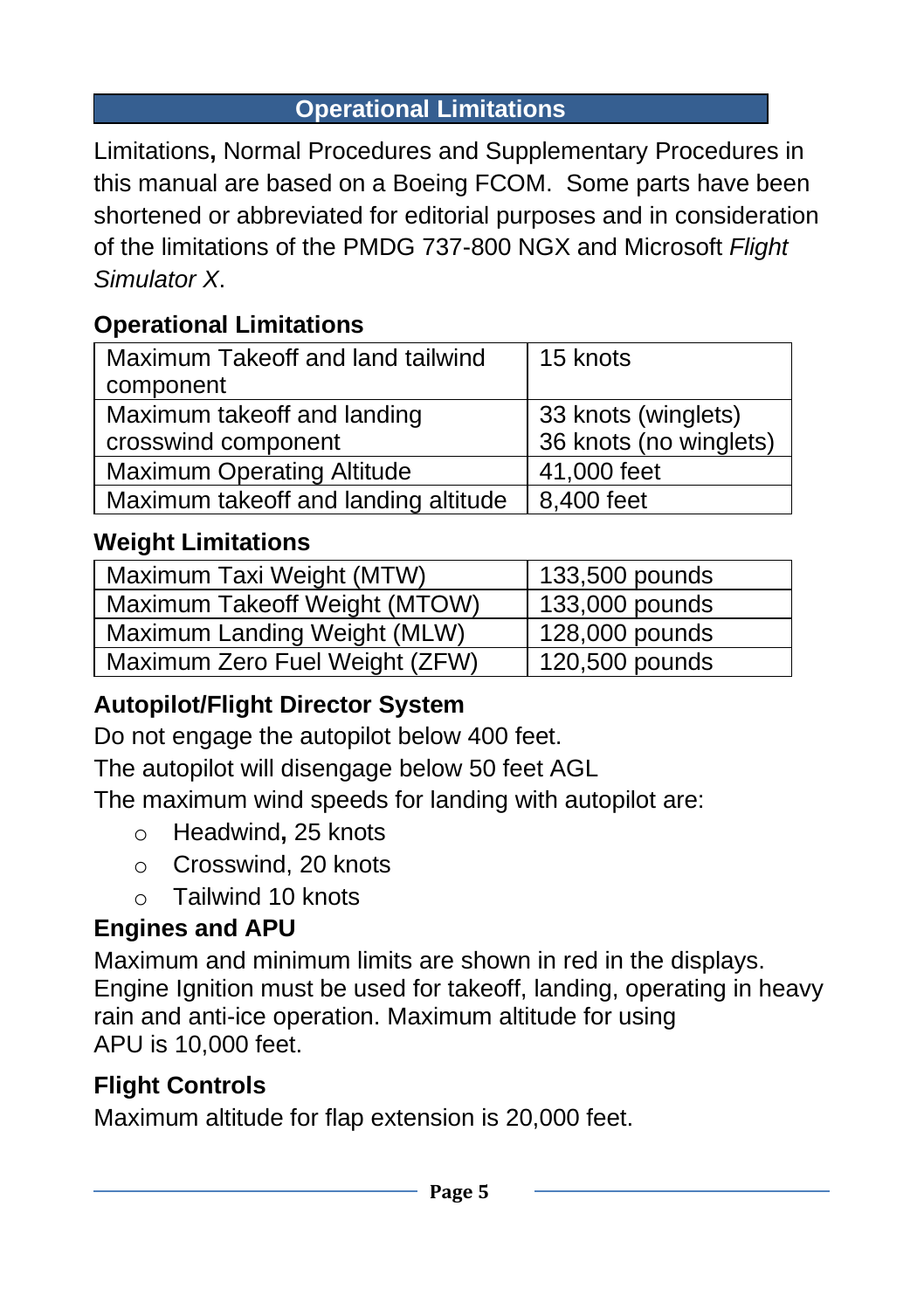## Operational Limitations

Limitations**,** Normal Procedures and Supplementary Procedures in this manual are based on a Boeing FCOM. Some parts have been shortened or abbreviated for editorial purposes and in consideration of the limitations of the PMDG 737-800 NGX and Microsoft *Flight Simulator X*.

### Operational Limitations

| | |
|---|---|
| Maximum Takeoff and land tailwind component | 15 knots |
| Maximum takeoff and landing crosswind component | 33 knots (winglets)<br>36 knots (no winglets) |
| Maximum Operating Altitude | 41,000 feet |
| Maximum takeoff and landing altitude | 8,400 feet |

### Weight Limitations

| | |
|---|---|
| Maximum Taxi Weight (MTW) | 133,500 pounds |
| Maximum Takeoff Weight (MTOW) | 133,000 pounds |
| Maximum Landing Weight (MLW) | 128,000 pounds |
| Maximum Zero Fuel Weight (ZFW) | 120,500 pounds |

### Autopilot/Flight Director System

Do not engage the autopilot below 400 feet.

The autopilot will disengage below 50 feet AGL

The maximum wind speeds for landing with autopilot are:

- Headwind**,** 25 knots
- Crosswind, 20 knots
- Tailwind 10 knots

### Engines and APU

Maximum and minimum limits are shown in red in the displays. Engine Ignition must be used for takeoff, landing, operating in heavy rain and anti-ice operation. Maximum altitude for using APU is 10,000 feet.

### Flight Controls

Maximum altitude for flap extension is 20,000 feet.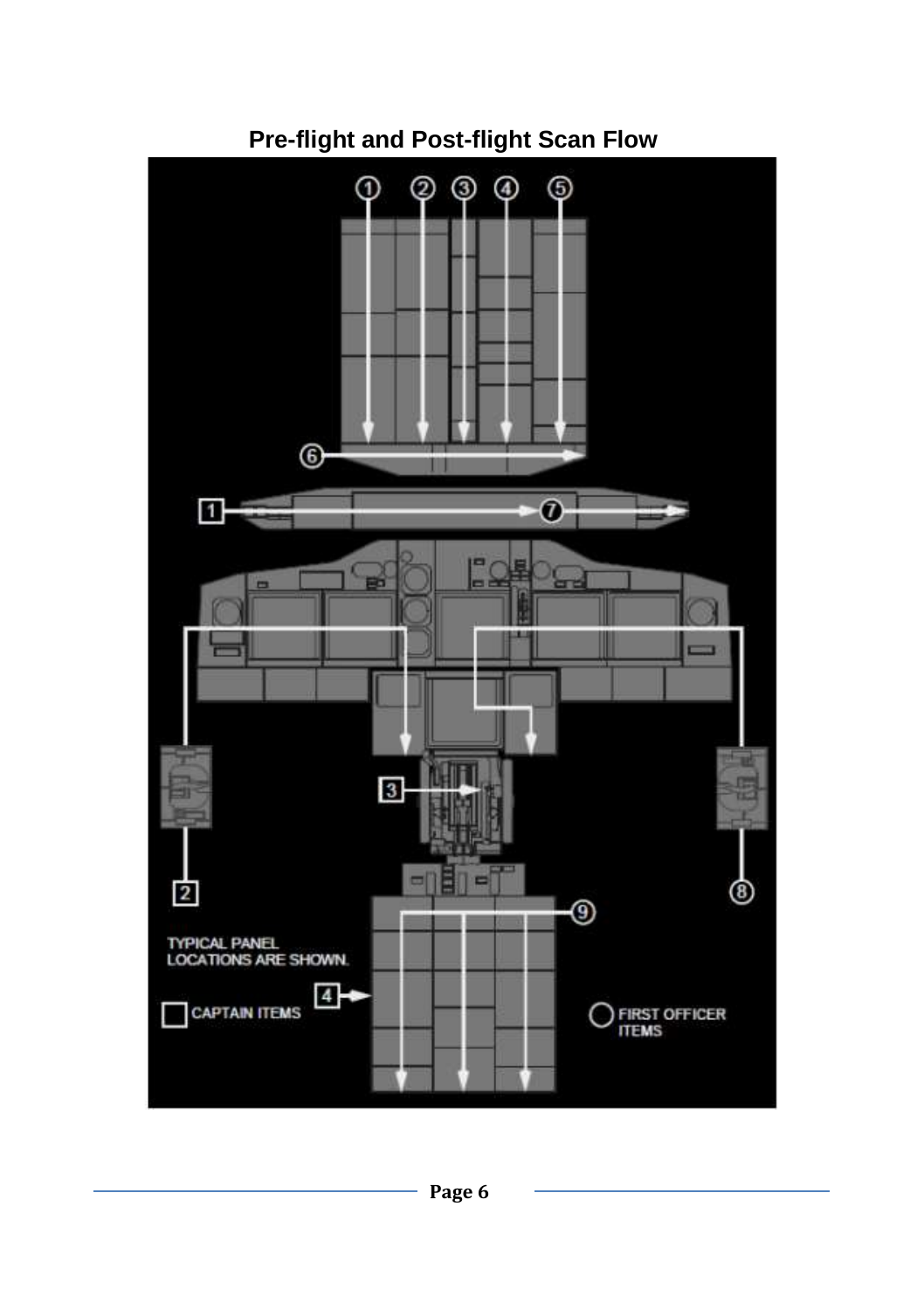## Pre-flight and Post-flight Scan Flow

TYPICAL PANEL LOCATIONS ARE SHOWN.

CAPTAIN ITEMS

FIRST OFFICER ITEMS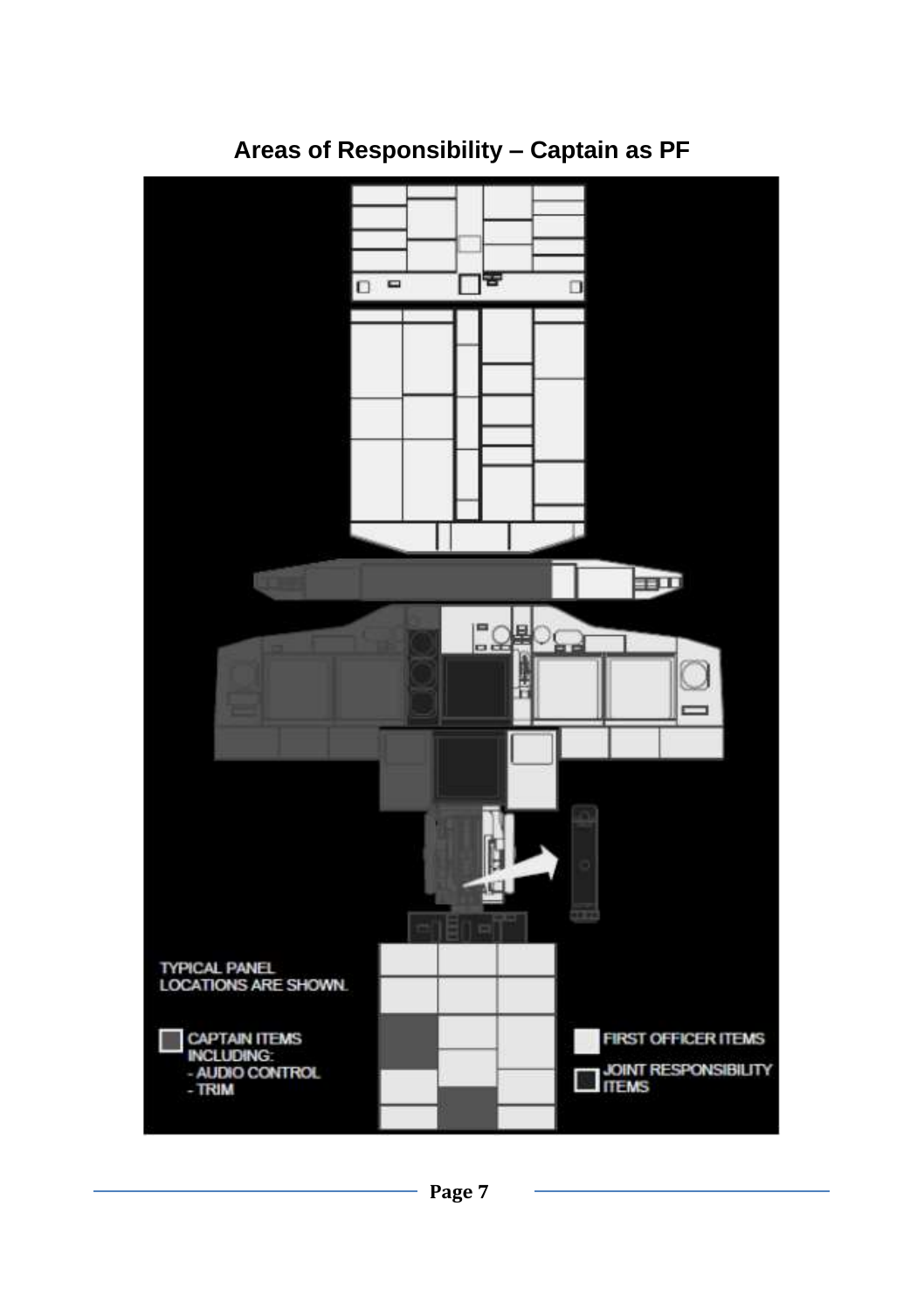## Areas of Responsibility – Captain as PF

TYPICAL PANEL LOCATIONS ARE SHOWN.

CAPTAIN ITEMS INCLUDING:
- AUDIO CONTROL
- TRIM

FIRST OFFICER ITEMS

JOINT RESPONSIBILITY ITEMS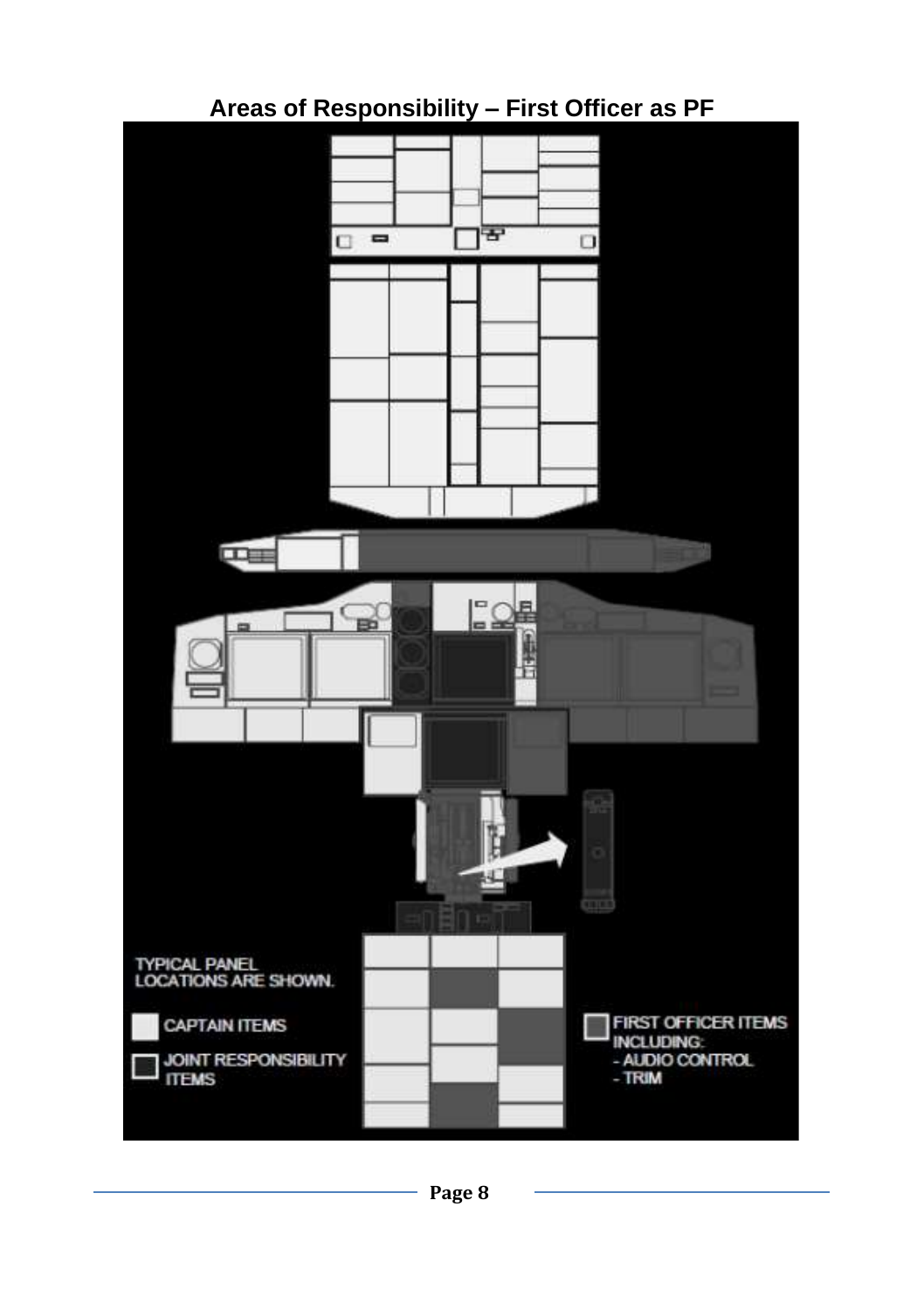## Areas of Responsibility – First Officer as PF

TYPICAL PANEL LOCATIONS ARE SHOWN.

CAPTAIN ITEMS

JOINT RESPONSIBILITY ITEMS

FIRST OFFICER ITEMS INCLUDING:
- AUDIO CONTROL
- TRIM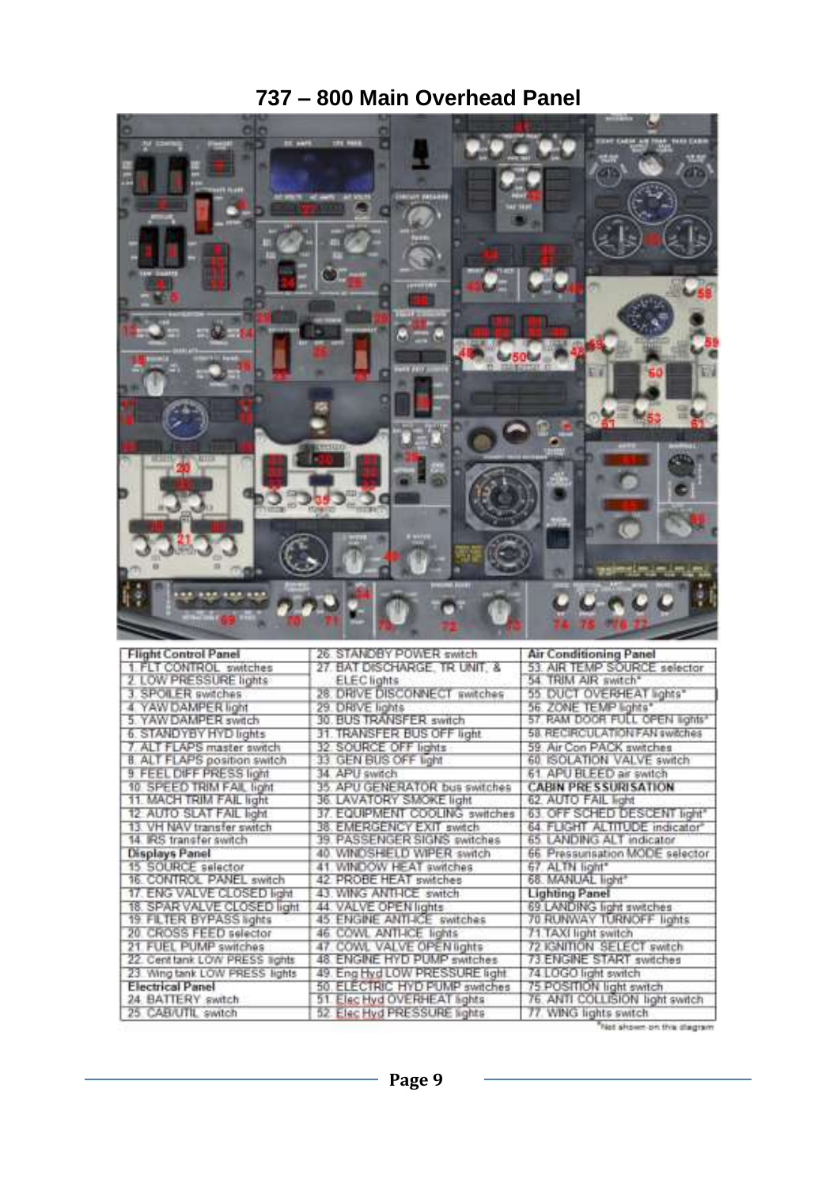# 737 – 800 Main Overhead Panel

| Flight Control Panel | 26. STANDBY POWER switch | Air Conditioning Panel |
|---|---|---|
| 1. FLT CONTROL switches | 27. BAT DISCHARGE, TR UNIT, & ELEC lights | 53. AIR TEMP SOURCE selector |
| 2. LOW PRESSURE lights | | 54. TRIM AIR switch* |
| 3. SPOILER switches | 28. DRIVE DISCONNECT switches | 55. DUCT OVERHEAT lights* |
| 4. YAW DAMPER light | 29. DRIVE lights | 56. ZONE TEMP lights* |
| 5. YAW DAMPER switch | 30. BUS TRANSFER switch | 57. RAM DOOR FULL OPEN lights* |
| 6. STANDBY HYD lights | 31. TRANSFER BUS OFF light | 58. RECIRCULATION FAN switches |
| 7. ALT FLAPS master switch | 32. SOURCE OFF lights | 59. Air Con PACK switches |
| 8. ALT FLAPS position switch | 33. GEN BUS OFF light | 60. ISOLATION VALVE switch |
| 9. FEEL DIFF PRESS light | 34. APU switch | 61. APU BLEED air switch |
| 10. SPEED TRIM FAIL light | 35. APU GENERATOR bus switches | **CABIN PRESSURISATION** |
| 11. MACH TRIM FAIL light | 36. LAVATORY SMOKE light | 62. AUTO FAIL light |
| 12. AUTO SLAT FAIL light | 37. EQUIPMENT COOLING switches | 63. OFF SCHED DESCENT light* |
| 13. VH NAV transfer switch | 38. EMERGENCY EXIT switch | 64. FLIGHT ALTITUDE indicator* |
| 14. IRS transfer switch | 39. PASSENGER SIGNS switches | 65. LANDING ALT indicator |
| **Displays Panel** | 40. WINDSHIELD WIPER switch | 66. Pressurisation MODE selector |
| 15. SOURCE selector | 41. WINDOW HEAT switches | 67. ALTN light* |
| 16. CONTROL PANEL switch | 42. PROBE HEAT switches | 68. MANUAL light* |
| 17. ENG VALVE CLOSED light | 43. WING ANTI-ICE switch | **Lighting Panel** |
| 18. SPAR VALVE CLOSED light | 44. VALVE OPEN lights | 69. LANDING light switches |
| 19. FILTER BYPASS lights | 45. ENGINE ANTI-ICE switches | 70. RUNWAY TURNOFF lights |
| 20. CROSS FEED selector | 46. COWL ANTI-ICE lights | 71. TAXI light switch |
| 21. FUEL PUMP switches | 47. COWL VALVE OPEN lights | 72. IGNITION SELECT switch |
| 22. Cent tank LOW PRESS lights | 48. ENGINE HYD PUMP switches | 73. ENGINE START switches |
| 23. Wing tank LOW PRESS lights | 49. Eng Hyd LOW PRESSURE light | 74. LOGO light switch |
| **Electrical Panel** | 50. ELECTRIC HYD PUMP switches | 75. POSITION light switch |
| 24. BATTERY switch | 51. Elec Hyd OVERHEAT lights | 76. ANTI COLLISION light switch |
| 25. CAB/UTIL switch | 52. Elec Hyd PRESSURE lights | 77. WING lights switch |

*Not shown on this diagram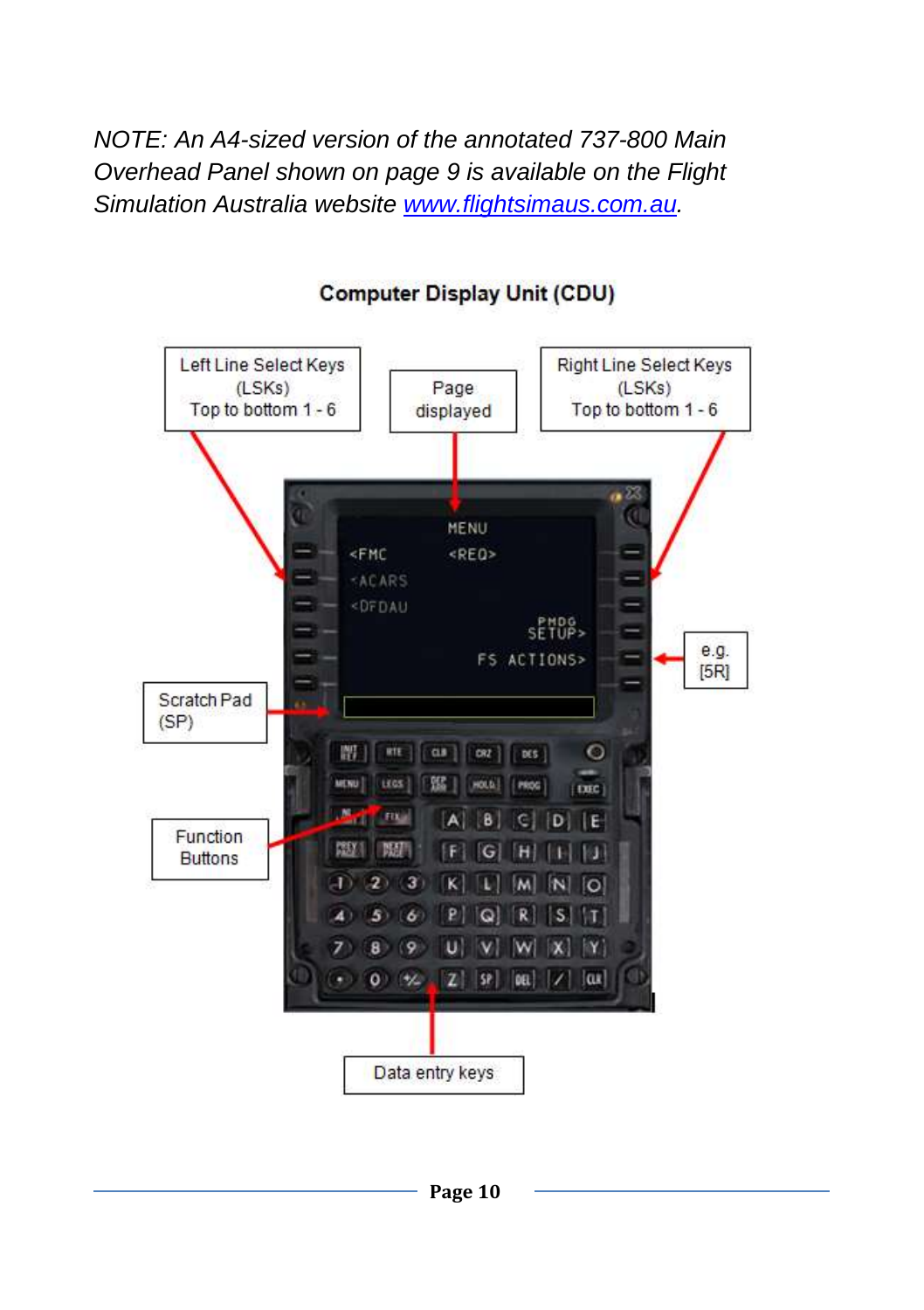*NOTE: An A4-sized version of the annotated 737-800 Main Overhead Panel shown on page 9 is available on the Flight Simulation Australia website [www.flightsimaus.com.au](http://www.flightsimaus.com.au).*

**Computer Display Unit (CDU)**

Left Line Select Keys (LSKs) Top to bottom 1 - 6

Page displayed

Right Line Select Keys (LSKs) Top to bottom 1 - 6

e.g. [5R]

Scratch Pad (SP)

Function Buttons

Data entry keys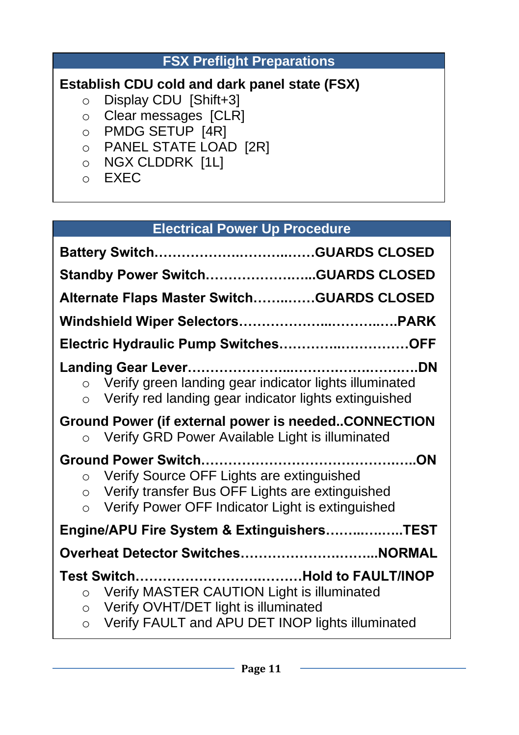## FSX Preflight Preparations

**Establish CDU cold and dark panel state (FSX)**

- Display CDU  [Shift+3]
- Clear messages  [CLR]
- PMDG SETUP  [4R]
- PANEL STATE LOAD  [2R]
- NGX CLDDRK  [1L]
- EXEC

## Electrical Power Up Procedure

**Battery Switch……………….………..……GUARDS CLOSED**

**Standby Power Switch…………………...GUARDS CLOSED**

**Alternate Flaps Master Switch…….……GUARDS CLOSED**

**Windshield Wiper Selectors………………..…………..….PARK**

**Electric Hydraulic Pump Switches…………..……………OFF**

**Landing Gear Lever………………….…………….……….DN**

- Verify green landing gear indicator lights illuminated
- Verify red landing gear indicator lights extinguished

**Ground Power (if external power is needed..CONNECTION**

- Verify GRD Power Available Light is illuminated

**Ground Power Switch…………………………………….…..ON**

- Verify Source OFF Lights are extinguished
- Verify transfer Bus OFF Lights are extinguished
- Verify Power OFF Indicator Light is extinguished

**Engine/APU Fire System & Extinguishers……..……..TEST**

**Overheat Detector Switches……………………….……..NORMAL**

**Test Switch……………………….……….Hold to FAULT/INOP**

- Verify MASTER CAUTION Light is illuminated
- Verify OVHT/DET light is illuminated
- Verify FAULT and APU DET INOP lights illuminated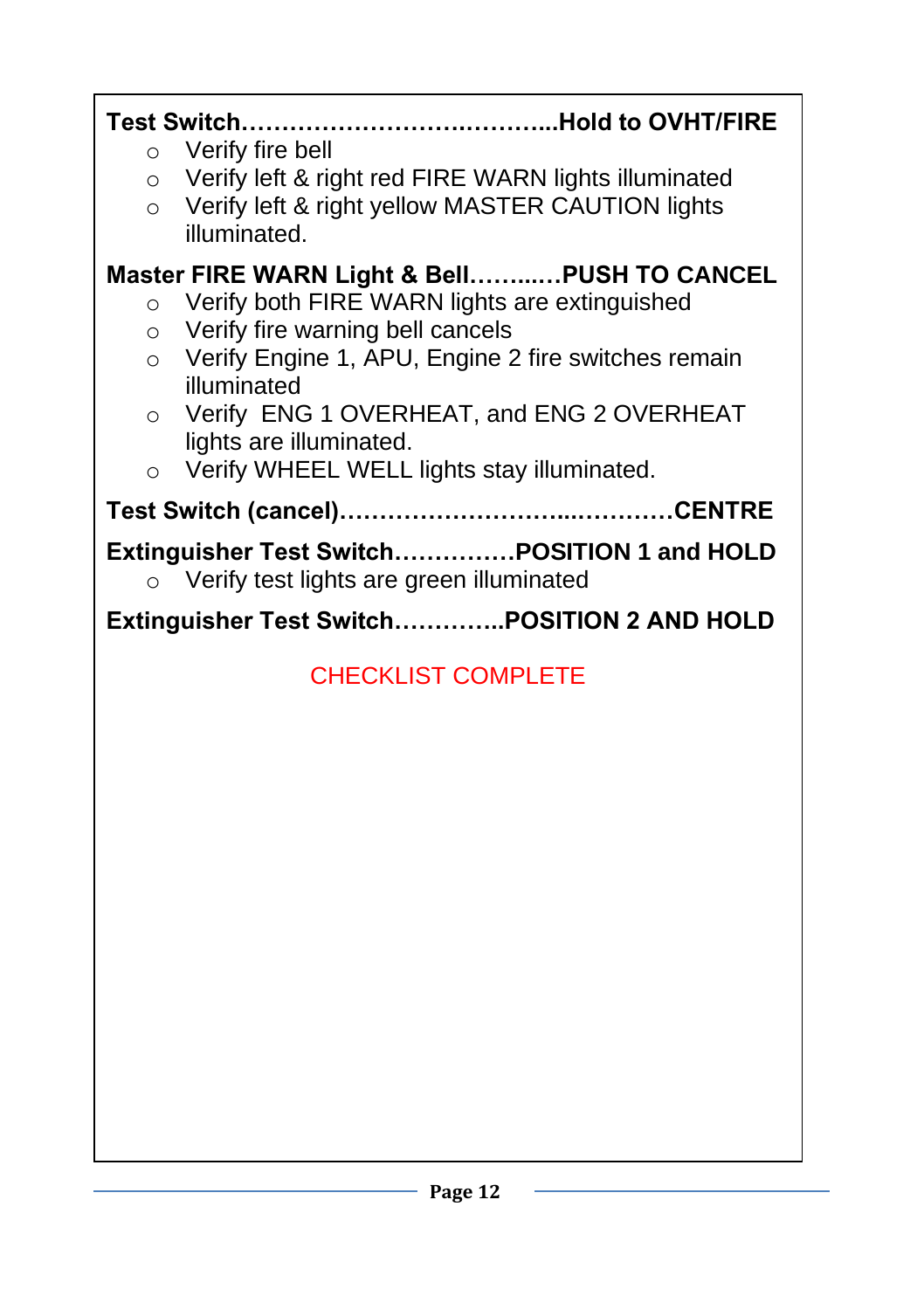**Test Switch……………………………..………..Hold to OVHT/FIRE**

- Verify fire bell
- Verify left & right red FIRE WARN lights illuminated
- Verify left & right yellow MASTER CAUTION lights illuminated.

**Master FIRE WARN Light & Bell……..…PUSH TO CANCEL**

- Verify both FIRE WARN lights are extinguished
- Verify fire warning bell cancels
- Verify Engine 1, APU, Engine 2 fire switches remain illuminated
- Verify  ENG 1 OVERHEAT, and ENG 2 OVERHEAT lights are illuminated.
- Verify WHEEL WELL lights stay illuminated.

**Test Switch (cancel)……………………...…………CENTRE**

**Extinguisher Test Switch……………POSITION 1 and HOLD**

- Verify test lights are green illuminated

**Extinguisher Test Switch…………..POSITION 2 AND HOLD**

CHECKLIST COMPLETE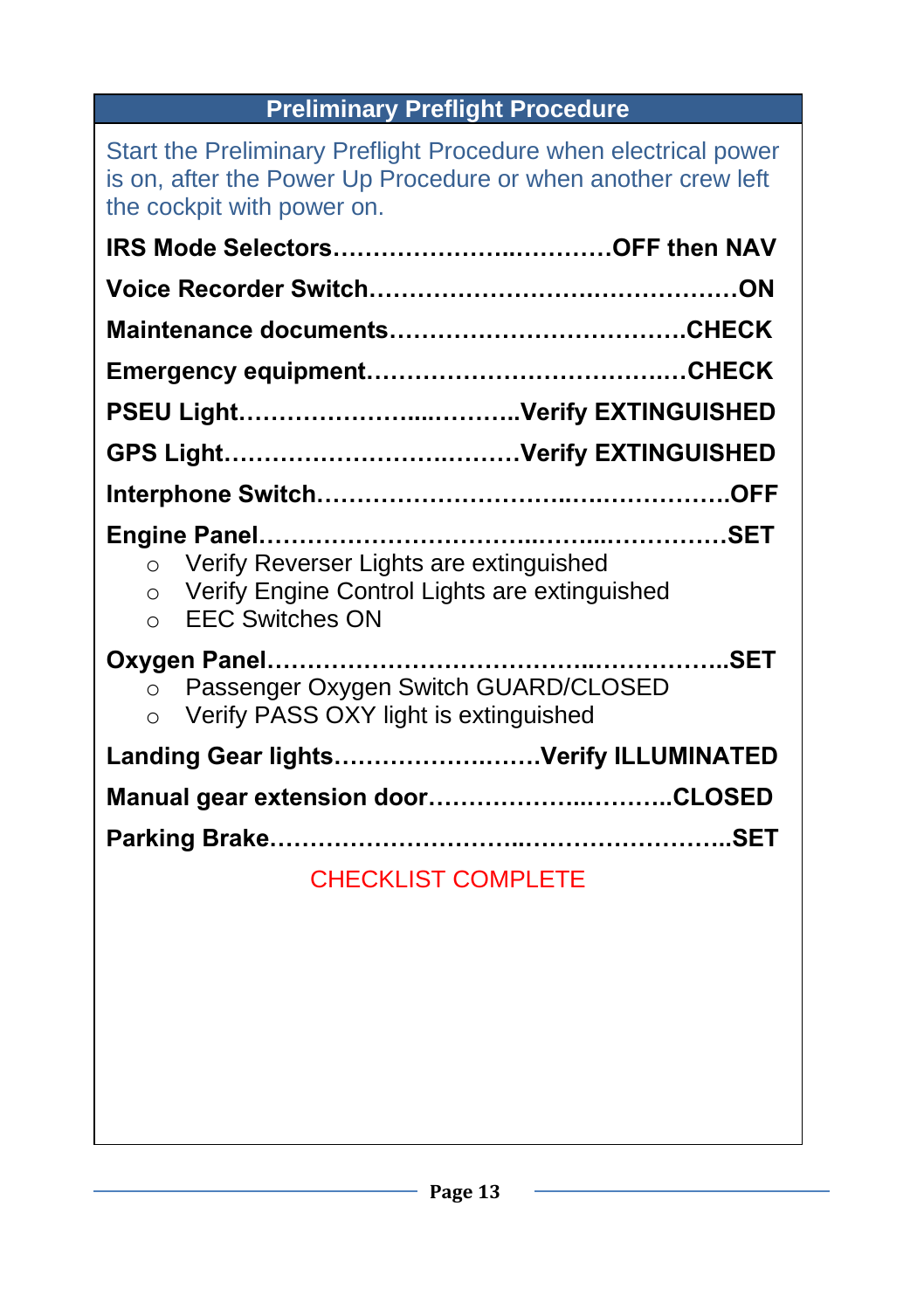## Preliminary Preflight Procedure

Start the Preliminary Preflight Procedure when electrical power is on, after the Power Up Procedure or when another crew left the cockpit with power on.

**IRS Mode Selectors…………………..…………OFF then NAV**

**Voice Recorder Switch……………………….……………ON**

**Maintenance documents………………………………CHECK**

**Emergency equipment………………………………..CHECK**

**PSEU Light………………....………..Verify EXTINGUISHED**

**GPS Light……………………….……Verify EXTINGUISHED**

**Interphone Switch………………………..…..……………OFF**

**Engine Panel……………………..……...……..……………SET**

- Verify Reverser Lights are extinguished
- Verify Engine Control Lights are extinguished
- EEC Switches ON

**Oxygen Panel……………………………..……………..SET**

- Passenger Oxygen Switch GUARD/CLOSED
- Verify PASS OXY light is extinguished

**Landing Gear lights……………….……Verify ILLUMINATED**

**Manual gear extension door…………….……….CLOSED**

**Parking Brake…………………..……………………..SET**

CHECKLIST COMPLETE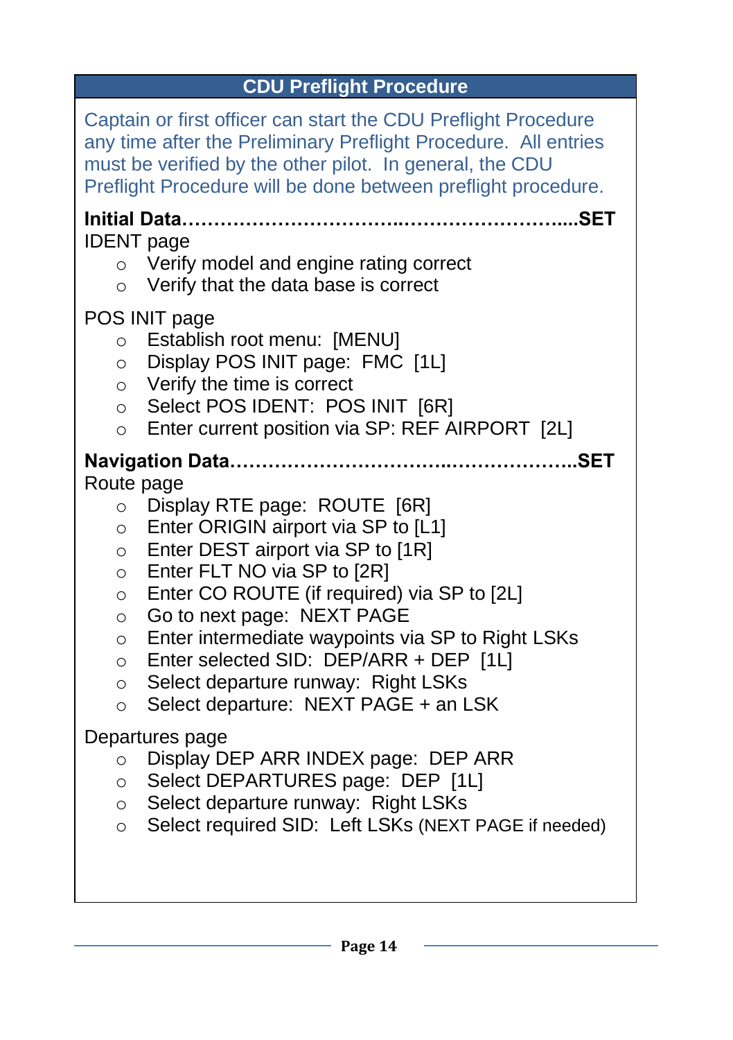## CDU Preflight Procedure

Captain or first officer can start the CDU Preflight Procedure any time after the Preliminary Preflight Procedure. All entries must be verified by the other pilot. In general, the CDU Preflight Procedure will be done between preflight procedure.

**Initial Data……………………………..……………………....SET**

IDENT page

- Verify model and engine rating correct
- Verify that the data base is correct

POS INIT page

- Establish root menu: [MENU]
- Display POS INIT page: FMC [1L]
- Verify the time is correct
- Select POS IDENT: POS INIT [6R]
- Enter current position via SP: REF AIRPORT [2L]

**Navigation Data……………………………..………………..SET**

Route page

- Display RTE page: ROUTE [6R]
- Enter ORIGIN airport via SP to [L1]
- Enter DEST airport via SP to [1R]
- Enter FLT NO via SP to [2R]
- Enter CO ROUTE (if required) via SP to [2L]
- Go to next page: NEXT PAGE
- Enter intermediate waypoints via SP to Right LSKs
- Enter selected SID: DEP/ARR + DEP [1L]
- Select departure runway: Right LSKs
- Select departure: NEXT PAGE + an LSK

Departures page

- Display DEP ARR INDEX page: DEP ARR
- Select DEPARTURES page: DEP [1L]
- Select departure runway: Right LSKs
- Select required SID: Left LSKs (NEXT PAGE if needed)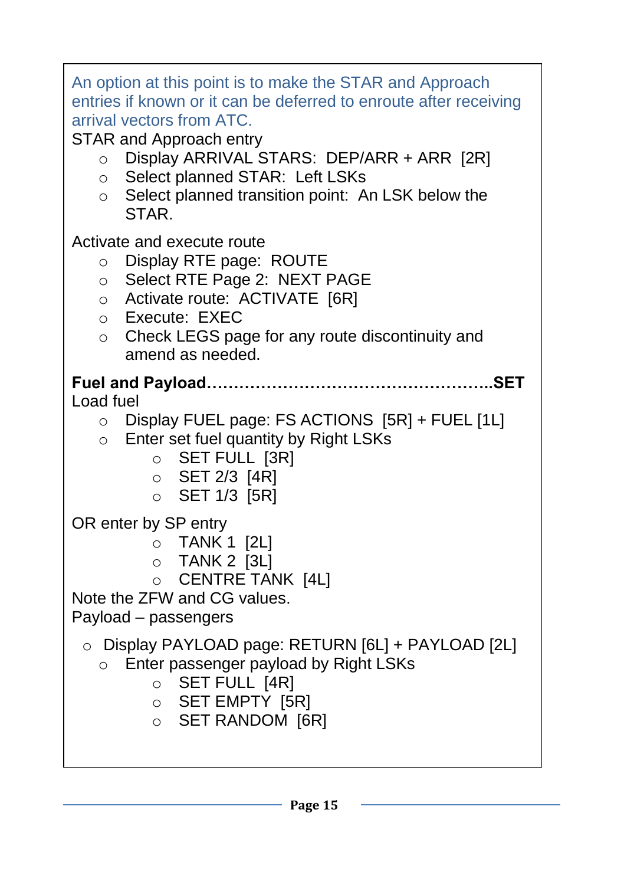An option at this point is to make the STAR and Approach entries if known or it can be deferred to enroute after receiving arrival vectors from ATC.

STAR and Approach entry

- Display ARRIVAL STARS: DEP/ARR + ARR [2R]
- Select planned STAR: Left LSKs
- Select planned transition point: An LSK below the STAR.

Activate and execute route

- Display RTE page: ROUTE
- Select RTE Page 2: NEXT PAGE
- Activate route: ACTIVATE [6R]
- Execute: EXEC
- Check LEGS page for any route discontinuity and amend as needed.

**Fuel and Payload……………………………………………..SET**

Load fuel

- Display FUEL page: FS ACTIONS [5R] + FUEL [1L]
- Enter set fuel quantity by Right LSKs
    - SET FULL [3R]
    - SET 2/3 [4R]
    - SET 1/3 [5R]

OR enter by SP entry

- TANK 1 [2L]
- TANK 2 [3L]
- CENTRE TANK [4L]

Note the ZFW and CG values.

Payload – passengers

- Display PAYLOAD page: RETURN [6L] + PAYLOAD [2L]
- Enter passenger payload by Right LSKs
    - SET FULL [4R]
    - SET EMPTY [5R]
    - SET RANDOM [6R]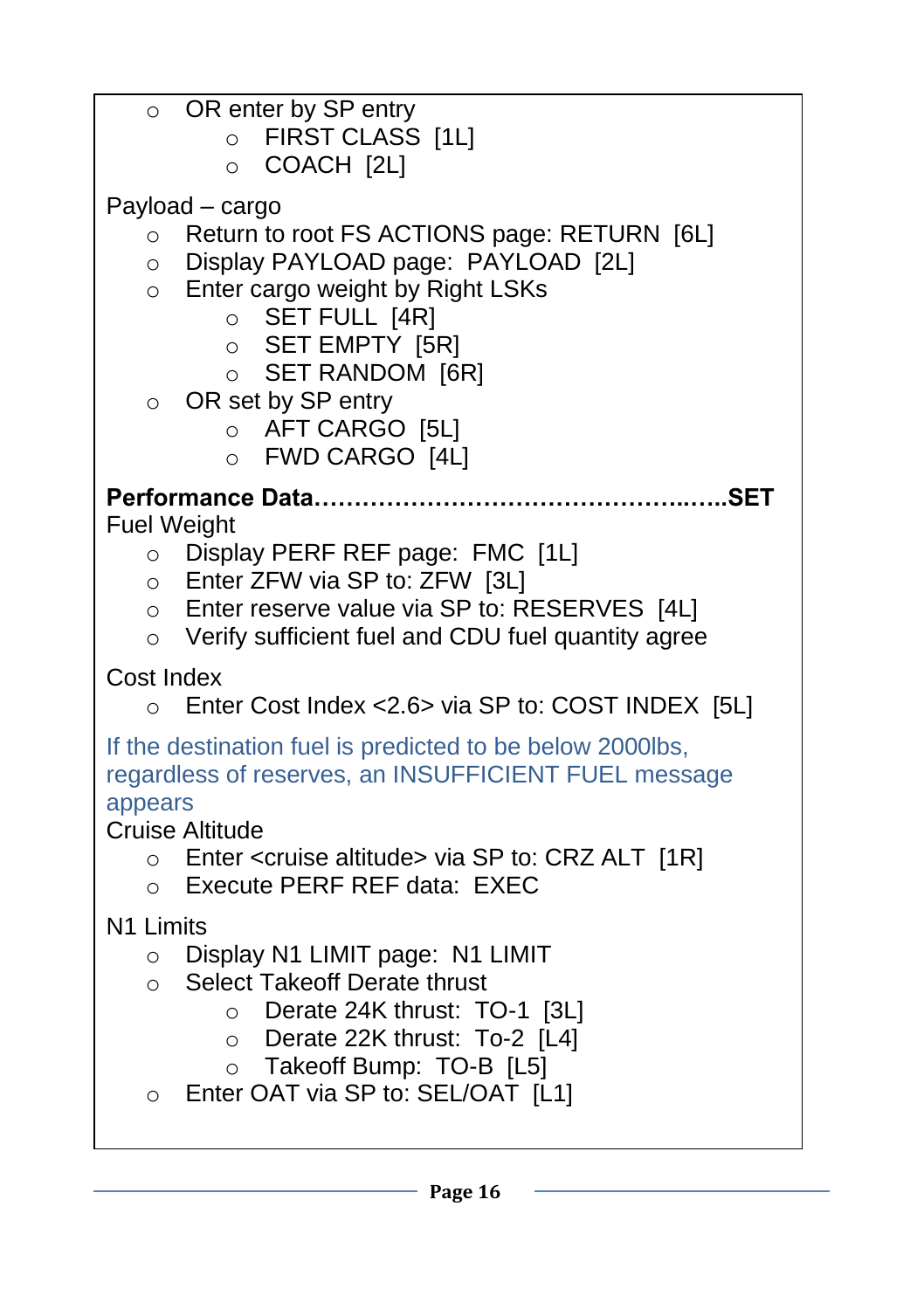- OR enter by SP entry
  - FIRST CLASS  [1L]
  - COACH  [2L]

Payload – cargo

- Return to root FS ACTIONS page: RETURN  [6L]
- Display PAYLOAD page:  PAYLOAD  [2L]
- Enter cargo weight by Right LSKs
  - SET FULL  [4R]
  - SET EMPTY  [5R]
  - SET RANDOM  [6R]
- OR set by SP entry
  - AFT CARGO  [5L]
  - FWD CARGO  [4L]

**Performance Data…………………………………………..…..SET**

Fuel Weight

- Display PERF REF page:  FMC  [1L]
- Enter ZFW via SP to: ZFW  [3L]
- Enter reserve value via SP to: RESERVES  [4L]
- Verify sufficient fuel and CDU fuel quantity agree

Cost Index

- Enter Cost Index <2.6> via SP to: COST INDEX  [5L]

If the destination fuel is predicted to be below 2000lbs, regardless of reserves, an INSUFFICIENT FUEL message appears

Cruise Altitude

- Enter <cruise altitude> via SP to: CRZ ALT  [1R]
- Execute PERF REF data:  EXEC

N1 Limits

- Display N1 LIMIT page:  N1 LIMIT
- Select Takeoff Derate thrust
  - Derate 24K thrust:  TO-1  [3L]
  - Derate 22K thrust:  To-2  [L4]
  - Takeoff Bump:  TO-B  [L5]
- Enter OAT via SP to: SEL/OAT  [L1]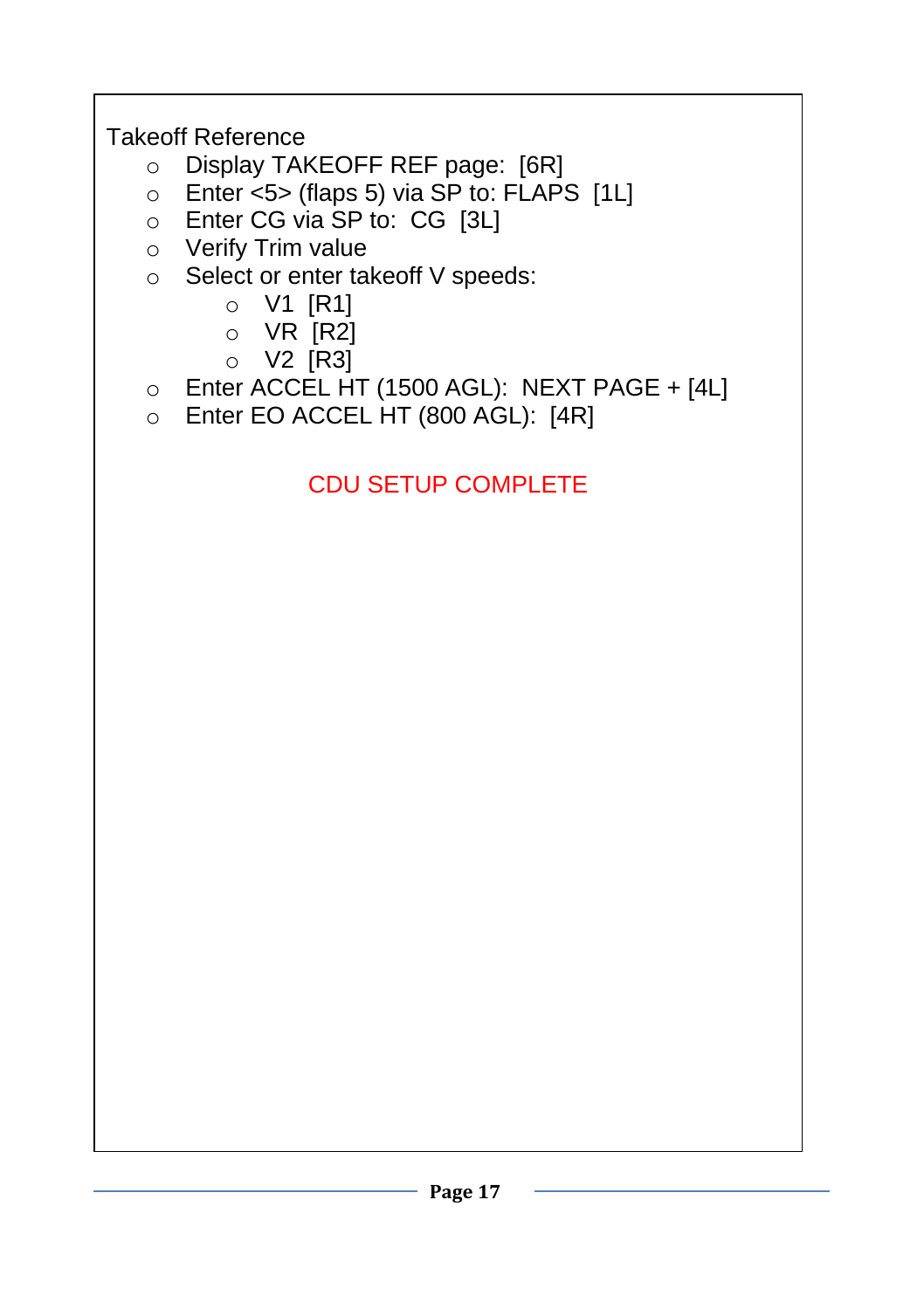Takeoff Reference

- Display TAKEOFF REF page:  [6R]
- Enter <5> (flaps 5) via SP to: FLAPS  [1L]
- Enter CG via SP to:  CG  [3L]
- Verify Trim value
- Select or enter takeoff V speeds:
  - V1  [R1]
  - VR  [R2]
  - V2  [R3]
- Enter ACCEL HT (1500 AGL):  NEXT PAGE + [4L]
- Enter EO ACCEL HT (800 AGL):  [4R]

CDU SETUP COMPLETE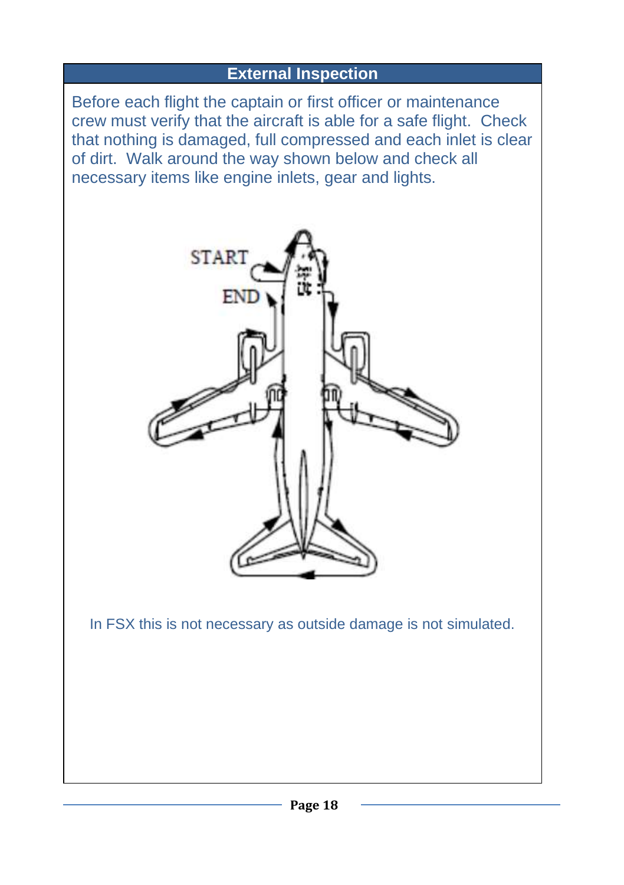## External Inspection

Before each flight the captain or first officer or maintenance crew must verify that the aircraft is able for a safe flight. Check that nothing is damaged, full compressed and each inlet is clear of dirt. Walk around the way shown below and check all necessary items like engine inlets, gear and lights.

In FSX this is not necessary as outside damage is not simulated.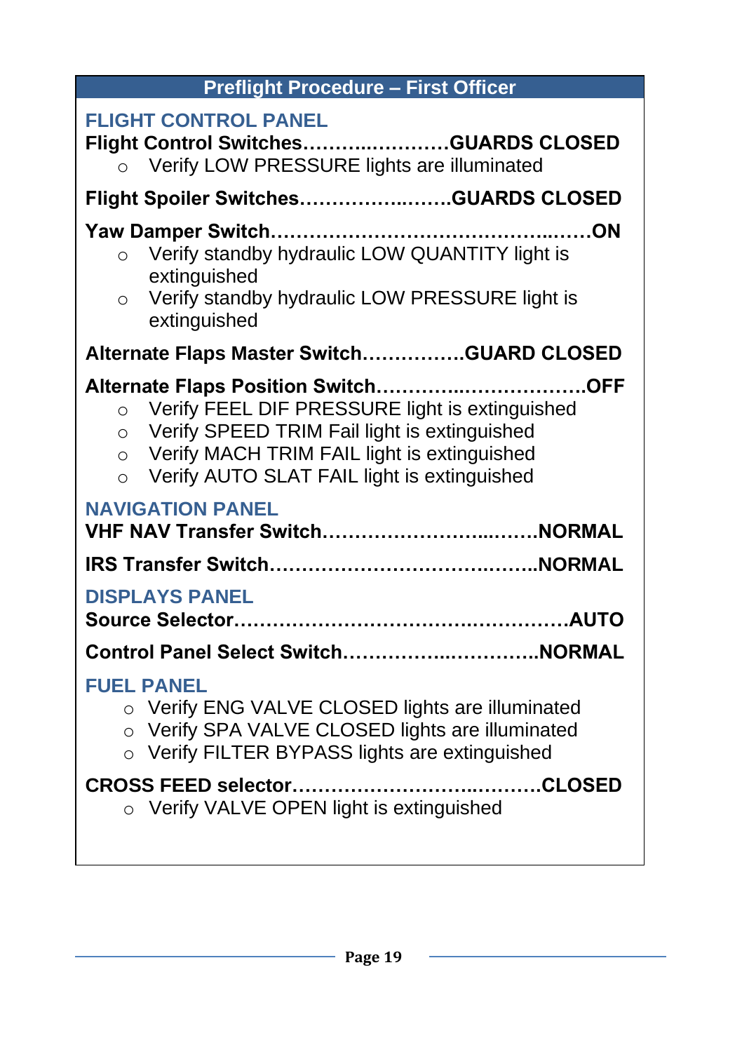## Preflight Procedure – First Officer

### FLIGHT CONTROL PANEL

**Flight Control Switches…………..…………GUARDS CLOSED**

- Verify LOW PRESSURE lights are illuminated

**Flight Spoiler Switches……………..……..GUARDS CLOSED**

**Yaw Damper Switch……………………………………..……ON**

- Verify standby hydraulic LOW QUANTITY light is extinguished
- Verify standby hydraulic LOW PRESSURE light is extinguished

**Alternate Flaps Master Switch…………….GUARD CLOSED**

**Alternate Flaps Position Switch……………...……………….OFF**

- Verify FEEL DIF PRESSURE light is extinguished
- Verify SPEED TRIM Fail light is extinguished
- Verify MACH TRIM FAIL light is extinguished
- Verify AUTO SLAT FAIL light is extinguished

### NAVIGATION PANEL

**VHF NAV Transfer Switch……………………...…….NORMAL**

**IRS Transfer Switch…………………………….……..NORMAL**

### DISPLAYS PANEL

**Source Selector…………………………………..…………AUTO**

**Control Panel Select Switch……………..………….NORMAL**

### FUEL PANEL

- Verify ENG VALVE CLOSED lights are illuminated
- Verify SPA VALVE CLOSED lights are illuminated
- Verify FILTER BYPASS lights are extinguished

**CROSS FEED selector…………………………..………CLOSED**

- Verify VALVE OPEN light is extinguished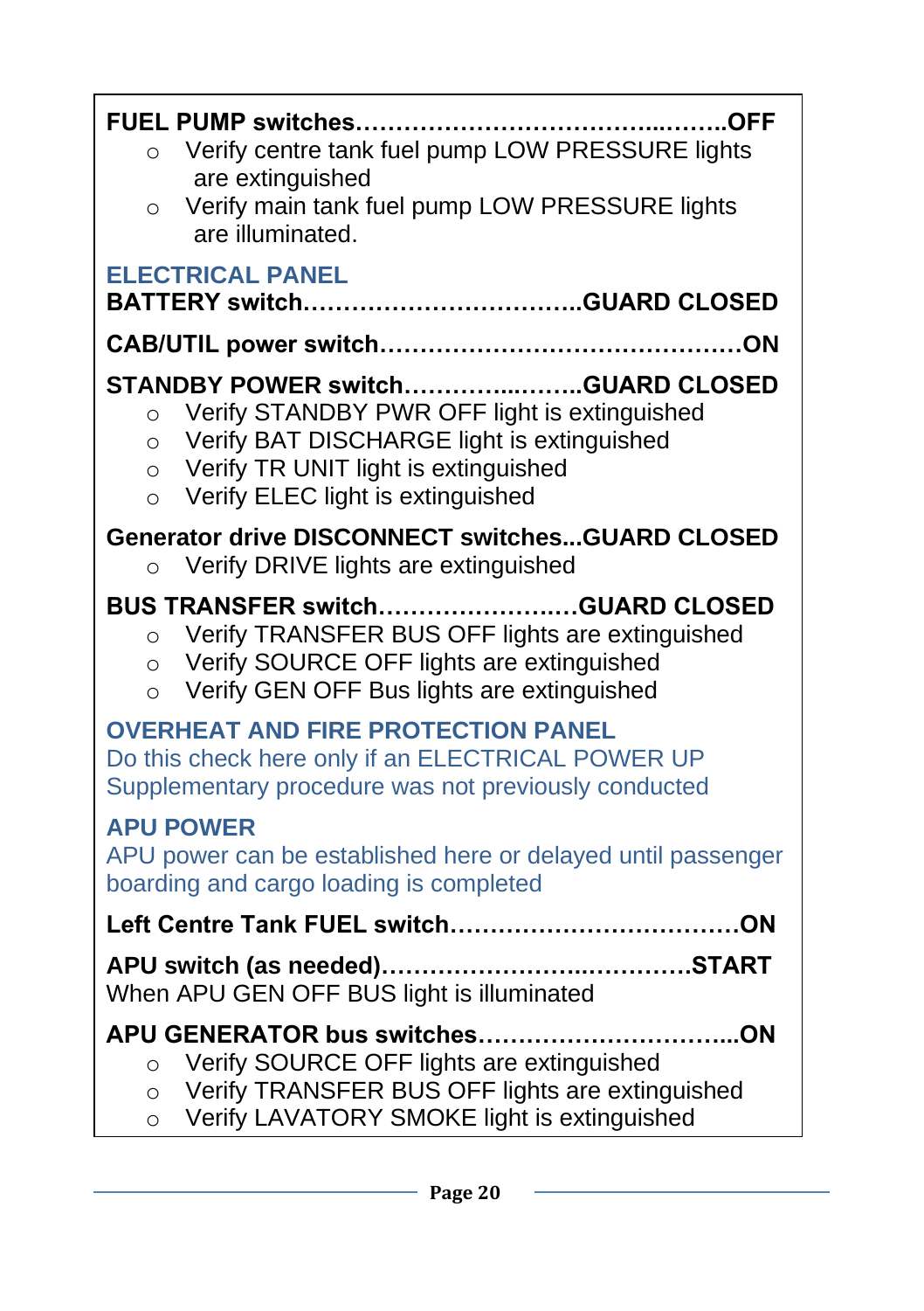**FUEL PUMP switches……………………………………..……..OFF**

- Verify centre tank fuel pump LOW PRESSURE lights are extinguished
- Verify main tank fuel pump LOW PRESSURE lights are illuminated.

## ELECTRICAL PANEL

**BATTERY switch……………………………..GUARD CLOSED**

**CAB/UTIL power switch……………………………………ON**

**STANDBY POWER switch……….…..…….GUARD CLOSED**

- Verify STANDBY PWR OFF light is extinguished
- Verify BAT DISCHARGE light is extinguished
- Verify TR UNIT light is extinguished
- Verify ELEC light is extinguished

**Generator drive DISCONNECT switches...GUARD CLOSED**

- Verify DRIVE lights are extinguished

**BUS TRANSFER switch…………………..…GUARD CLOSED**

- Verify TRANSFER BUS OFF lights are extinguished
- Verify SOURCE OFF lights are extinguished
- Verify GEN OFF Bus lights are extinguished

## OVERHEAT AND FIRE PROTECTION PANEL

Do this check here only if an ELECTRICAL POWER UP Supplementary procedure was not previously conducted

## APU POWER

APU power can be established here or delayed until passenger boarding and cargo loading is completed

**Left Centre Tank FUEL switch………………………………ON**

**APU switch (as needed)…………………..…………START**
When APU GEN OFF BUS light is illuminated

**APU GENERATOR bus switches…………………………...ON**

- Verify SOURCE OFF lights are extinguished
- Verify TRANSFER BUS OFF lights are extinguished
- Verify LAVATORY SMOKE light is extinguished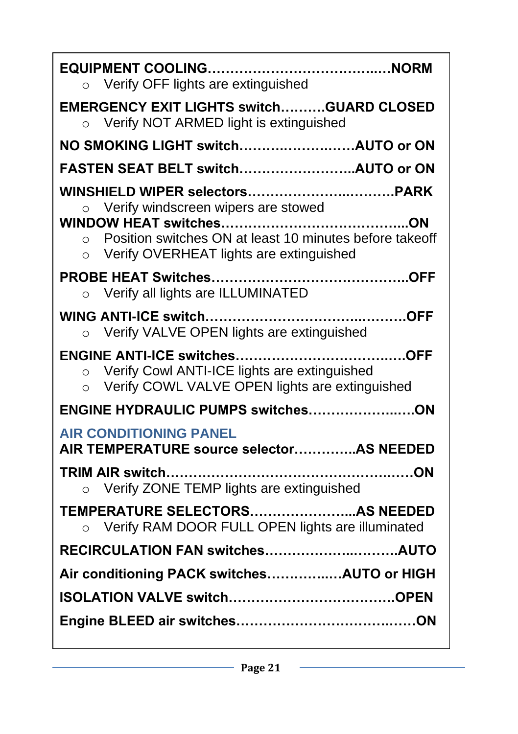**EQUIPMENT COOLING………………………………..…NORM**

- Verify OFF lights are extinguished

**EMERGENCY EXIT LIGHTS switch……….GUARD CLOSED**

- Verify NOT ARMED light is extinguished

**NO SMOKING LIGHT switch……….…………..……AUTO or ON**

**FASTEN SEAT BELT switch……………………..AUTO or ON**

**WINSHIELD WIPER selectors…………………..……….PARK**

- Verify windscreen wipers are stowed

**WINDOW HEAT switches………………………………...ON**

- Position switches ON at least 10 minutes before takeoff
- Verify OVERHEAT lights are extinguished

**PROBE HEAT Switches……………………………………..OFF**

- Verify all lights are ILLUMINATED

**WING ANTI-ICE switch…………………………..………OFF**

- Verify VALVE OPEN lights are extinguished

**ENGINE ANTI-ICE switches……………………………..…OFF**

- Verify Cowl ANTI-ICE lights are extinguished
- Verify COWL VALVE OPEN lights are extinguished

**ENGINE HYDRAULIC PUMPS switches…………………..…ON**

## AIR CONDITIONING PANEL

**AIR TEMPERATURE source selector…………..AS NEEDED**

**TRIM AIR switch……………………………………………..……ON**

- Verify ZONE TEMP lights are extinguished

**TEMPERATURE SELECTORS…………………...AS NEEDED**

- Verify RAM DOOR FULL OPEN lights are illuminated

**RECIRCULATION FAN switches……………..……….AUTO**

**Air conditioning PACK switches……………..AUTO or HIGH**

**ISOLATION VALVE switch………………………………OPEN**

**Engine BLEED air switches……………………………..……ON**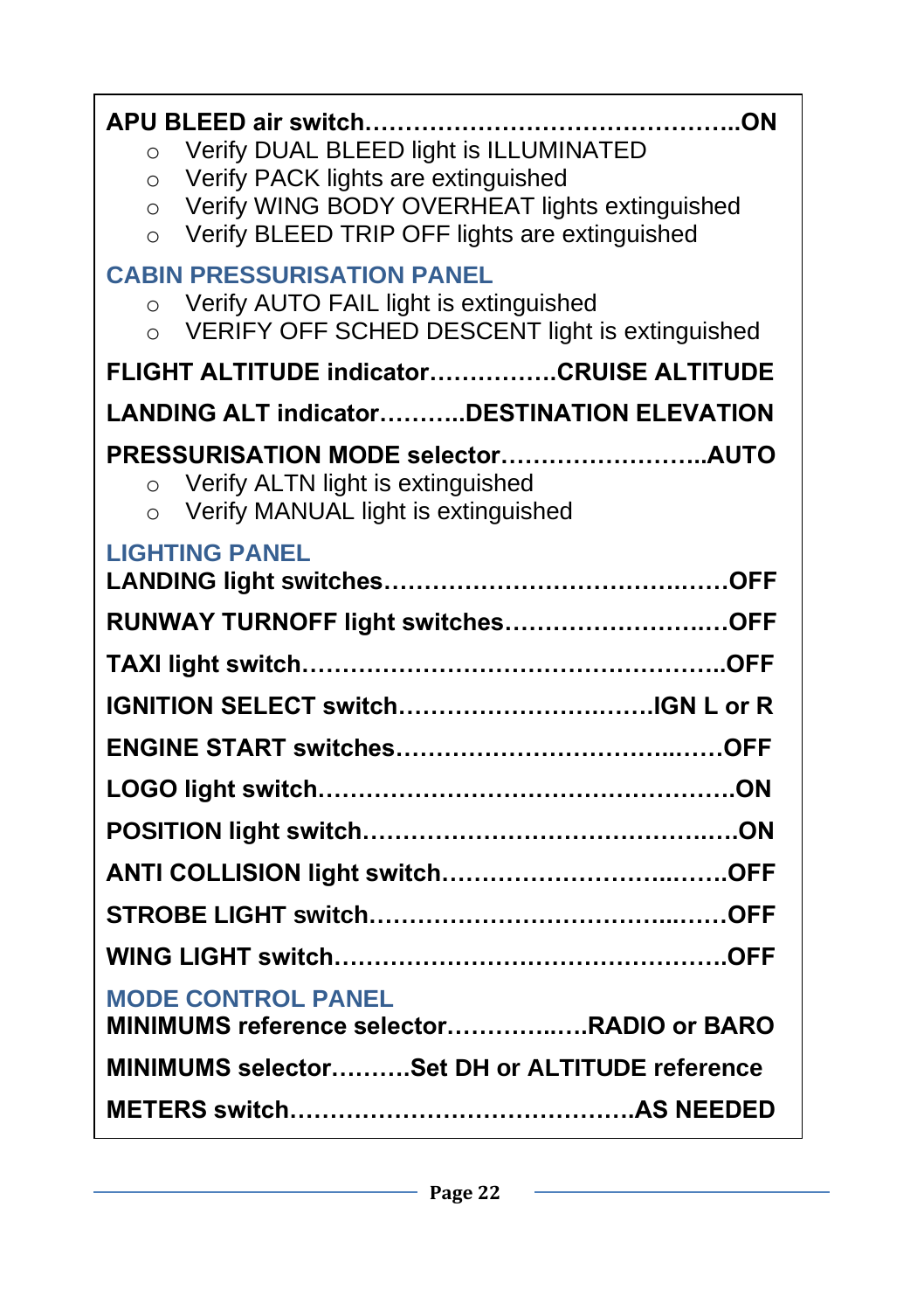**APU BLEED air switch……………………………………….ON**

- Verify DUAL BLEED light is ILLUMINATED
- Verify PACK lights are extinguished
- Verify WING BODY OVERHEAT lights extinguished
- Verify BLEED TRIP OFF lights are extinguished

## CABIN PRESSURISATION PANEL

- Verify AUTO FAIL light is extinguished
- VERIFY OFF SCHED DESCENT light is extinguished

**FLIGHT ALTITUDE indicator…………….CRUISE ALTITUDE**

**LANDING ALT indicator………..DESTINATION ELEVATION**

**PRESSURISATION MODE selector……………………..AUTO**

- Verify ALTN light is extinguished
- Verify MANUAL light is extinguished

## LIGHTING PANEL

**LANDING light switches……………………………….……OFF**

**RUNWAY TURNOFF light switches…………………..….OFF**

**TAXI light switch……………………………………………..OFF**

**IGNITION SELECT switch………………………..….IGN L or R**

**ENGINE START switches………………………………..……OFF**

**LOGO light switch…………………………………………….ON**

**POSITION light switch……………………………………..….ON**

**ANTI COLLISION light switch……………………….……..OFF**

**STROBE LIGHT switch…………………………………..……OFF**

**WING LIGHT switch………………………………………….OFF**

## MODE CONTROL PANEL

**MINIMUMS reference selector…………..….RADIO or BARO**

**MINIMUMS selector……….Set DH or ALTITUDE reference**

**METERS switch…………………………………….AS NEEDED**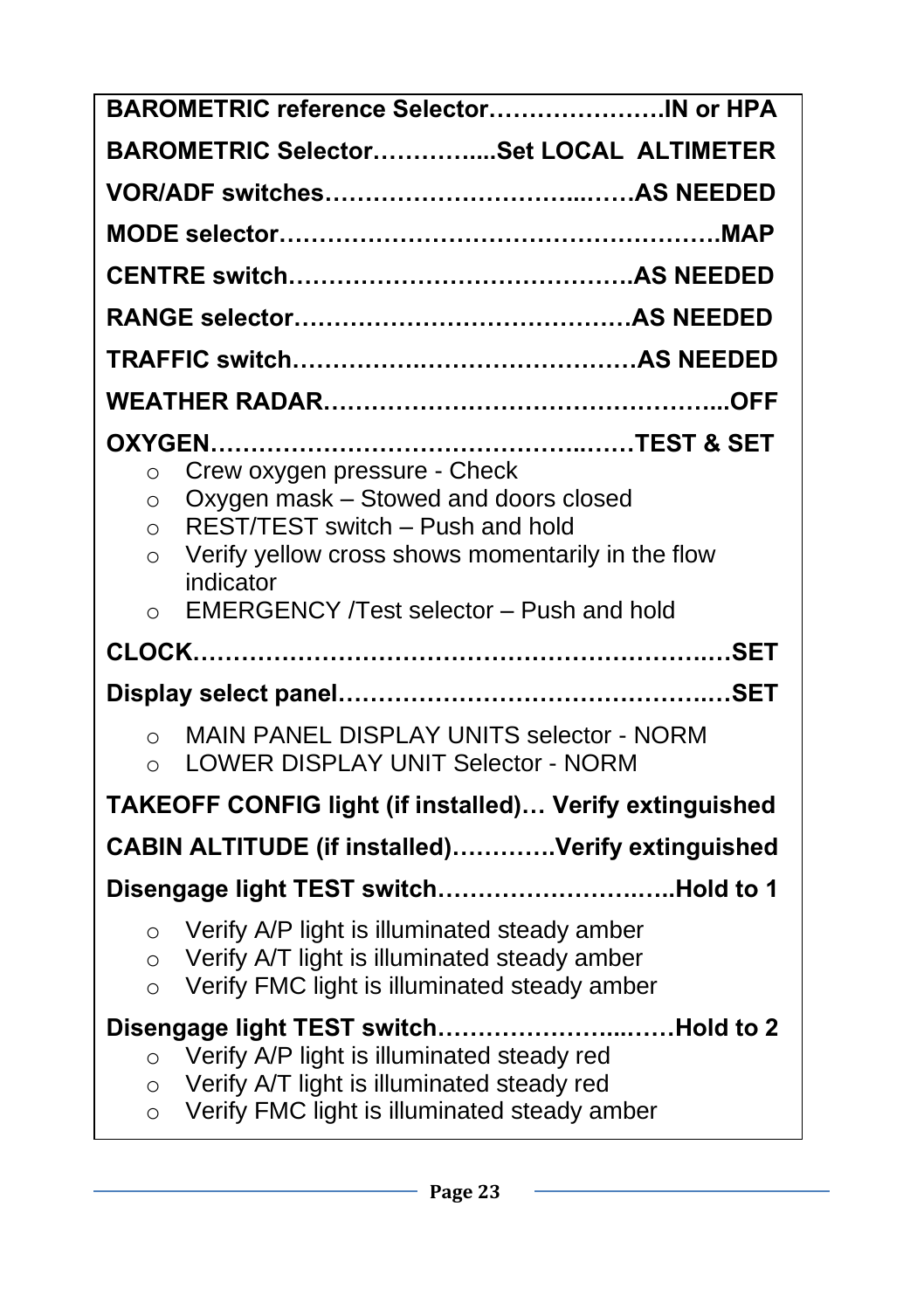**BAROMETRIC reference Selector………………….IN or HPA**

**BAROMETRIC Selector…………....Set LOCAL ALTIMETER**

**VOR/ADF switches…………………………...……AS NEEDED**

**MODE selector………………………………………………MAP**

**CENTRE switch………………………………….AS NEEDED**

**RANGE selector…………………………………AS NEEDED**

**TRAFFIC switch…………………..………………AS NEEDED**

**WEATHER RADAR…………………………………………...OFF**

**OXYGEN……………………………………...……TEST & SET**

- Crew oxygen pressure - Check
- Oxygen mask – Stowed and doors closed
- REST/TEST switch – Push and hold
- Verify yellow cross shows momentarily in the flow indicator
- EMERGENCY /Test selector – Push and hold

**CLOCK……………………………………………………..…SET**

**Display select panel………………………………………..…SET**

- MAIN PANEL DISPLAY UNITS selector - NORM
- LOWER DISPLAY UNIT Selector - NORM

**TAKEOFF CONFIG light (if installed)… Verify extinguished**

**CABIN ALTITUDE (if installed)…………Verify extinguished**

**Disengage light TEST switch……………………..…..Hold to 1**

- Verify A/P light is illuminated steady amber
- Verify A/T light is illuminated steady amber
- Verify FMC light is illuminated steady amber

**Disengage light TEST switch……………………...……Hold to 2**

- Verify A/P light is illuminated steady red
- Verify A/T light is illuminated steady red
- Verify FMC light is illuminated steady amber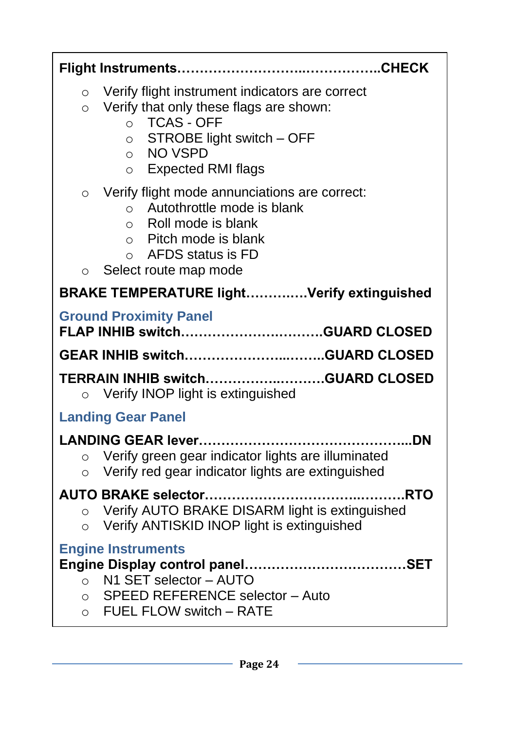**Flight Instruments……………………..……………..CHECK**

- Verify flight instrument indicators are correct
- Verify that only these flags are shown:
  - TCAS - OFF
  - STROBE light switch – OFF
  - NO VSPD
  - Expected RMI flags
- Verify flight mode annunciations are correct:
  - Autothrottle mode is blank
  - Roll mode is blank
  - Pitch mode is blank
  - AFDS status is FD
- Select route map mode

**BRAKE TEMPERATURE light…………..Verify extinguished**

### Ground Proximity Panel

**FLAP INHIB switch…………………….………GUARD CLOSED**

**GEAR INHIB switch………………...……..GUARD CLOSED**

**TERRAIN INHIB switch…………..……….GUARD CLOSED**

- Verify INOP light is extinguished

### Landing Gear Panel

**LANDING GEAR lever………………………………………...DN**

- Verify green gear indicator lights are illuminated
- Verify red gear indicator lights are extinguished

**AUTO BRAKE selector…………………………..……….RTO**

- Verify AUTO BRAKE DISARM light is extinguished
- Verify ANTISKID INOP light is extinguished

### Engine Instruments

**Engine Display control panel………………………………SET**

- N1 SET selector – AUTO
- SPEED REFERENCE selector – Auto
- FUEL FLOW switch – RATE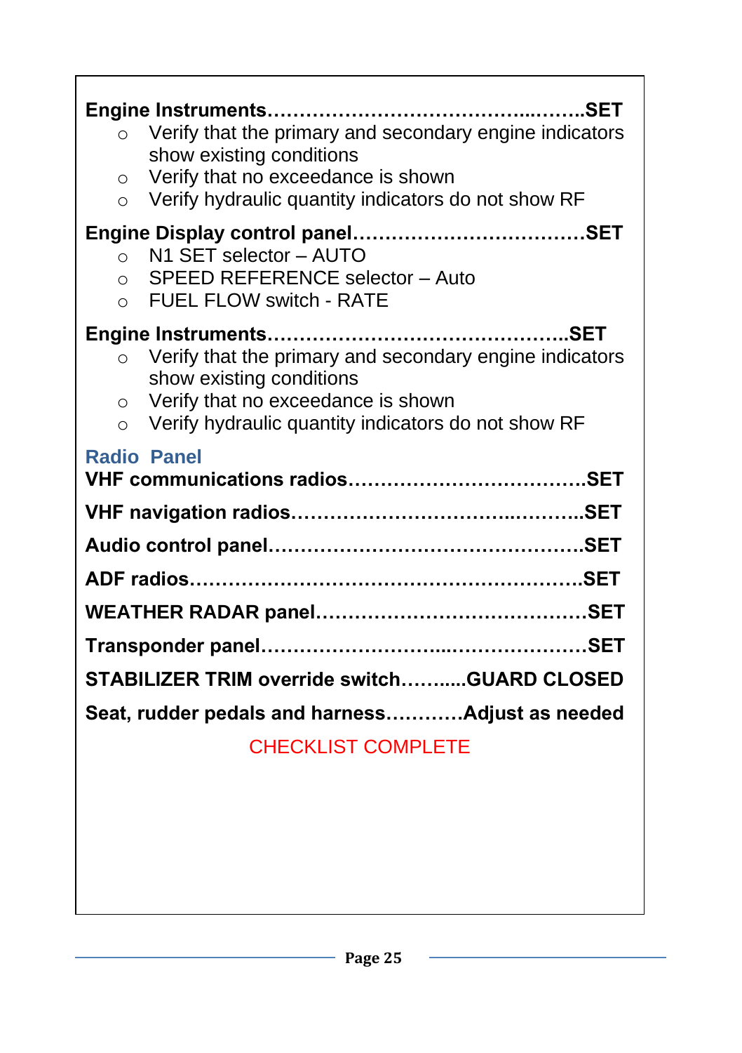**Engine Instruments……………………………………...……..SET**

- Verify that the primary and secondary engine indicators show existing conditions
- Verify that no exceedance is shown
- Verify hydraulic quantity indicators do not show RF

**Engine Display control panel………………………………SET**

- N1 SET selector – AUTO
- SPEED REFERENCE selector – Auto
- FUEL FLOW switch - RATE

**Engine Instruments………………………………………..SET**

- Verify that the primary and secondary engine indicators show existing conditions
- Verify that no exceedance is shown
- Verify hydraulic quantity indicators do not show RF

### Radio Panel

**VHF communications radios………………………………SET**

**VHF navigation radios……………………………..………..SET**

**Audio control panel…………………………………………SET**

**ADF radios…………………………………………………..SET**

**WEATHER RADAR panel…………………………………..SET**

**Transponder panel………………………...………………..SET**

**STABILIZER TRIM override switch………..GUARD CLOSED**

**Seat, rudder pedals and harness…………Adjust as needed**

CHECKLIST COMPLETE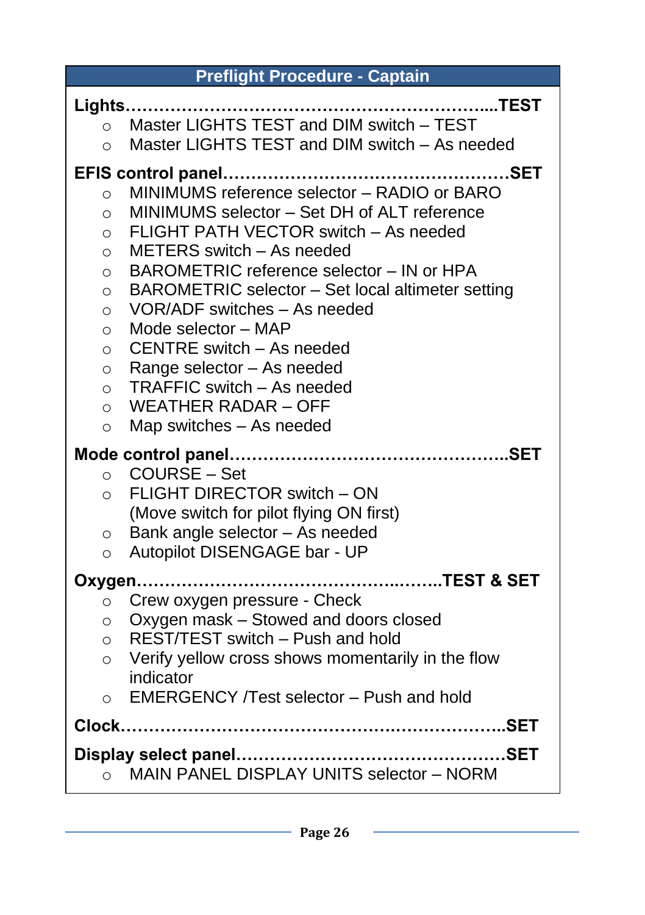## Preflight Procedure - Captain

**Lights……………………………………………………………....TEST**

- Master LIGHTS TEST and DIM switch – TEST
- Master LIGHTS TEST and DIM switch – As needed

**EFIS control panel……………………………………………SET**

- MINIMUMS reference selector – RADIO or BARO
- MINIMUMS selector – Set DH of ALT reference
- FLIGHT PATH VECTOR switch – As needed
- METERS switch – As needed
- BAROMETRIC reference selector – IN or HPA
- BAROMETRIC selector – Set local altimeter setting
- VOR/ADF switches – As needed
- Mode selector – MAP
- CENTRE switch – As needed
- Range selector – As needed
- TRAFFIC switch – As needed
- WEATHER RADAR – OFF
- Map switches – As needed

**Mode control panel…………………………………………..SET**

- COURSE – Set
- FLIGHT DIRECTOR switch – ON
  (Move switch for pilot flying ON first)
- Bank angle selector – As needed
- Autopilot DISENGAGE bar - UP

**Oxygen……………………………………………..……..TEST & SET**

- Crew oxygen pressure - Check
- Oxygen mask – Stowed and doors closed
- REST/TEST switch – Push and hold
- Verify yellow cross shows momentarily in the flow indicator
- EMERGENCY /Test selector – Push and hold

**Clock……………………………………………….…………..SET**

**Display select panel…………………………………………SET**

- MAIN PANEL DISPLAY UNITS selector – NORM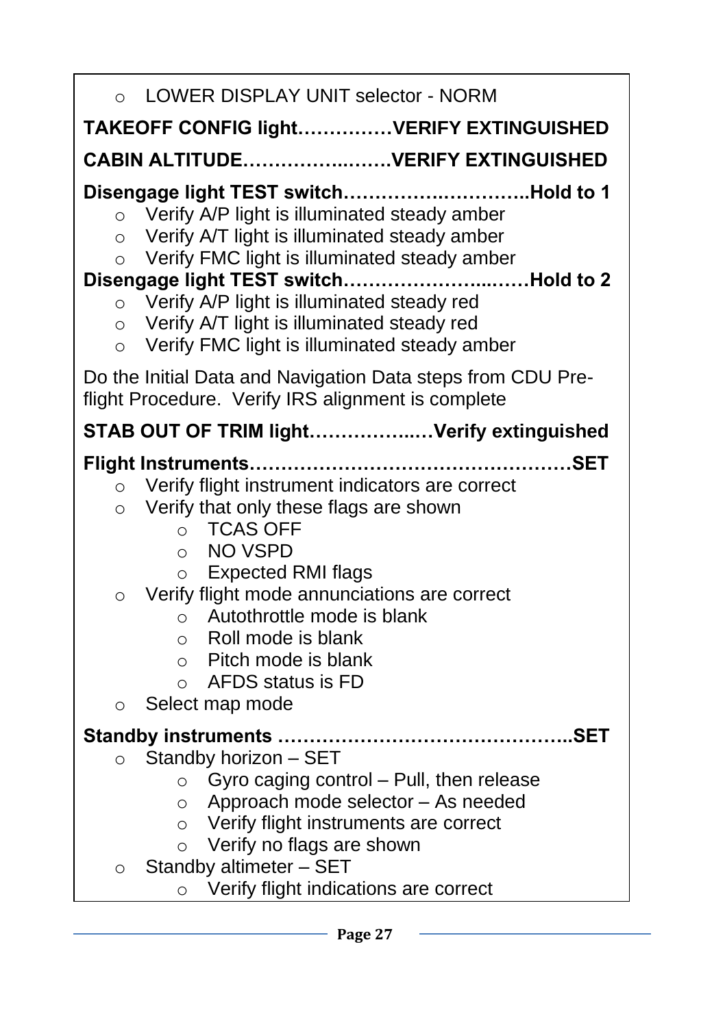- LOWER DISPLAY UNIT selector - NORM

**TAKEOFF CONFIG light……………VERIFY EXTINGUISHED**

**CABIN ALTITUDE…………..……VERIFY EXTINGUISHED**

**Disengage light TEST switch………….…………..Hold to 1**
- Verify A/P light is illuminated steady amber
- Verify A/T light is illuminated steady amber
- Verify FMC light is illuminated steady amber

**Disengage light TEST switch……………………..……Hold to 2**
- Verify A/P light is illuminated steady red
- Verify A/T light is illuminated steady red
- Verify FMC light is illuminated steady amber

Do the Initial Data and Navigation Data steps from CDU Pre-flight Procedure. Verify IRS alignment is complete

**STAB OUT OF TRIM light………………..…Verify extinguished**

**Flight Instruments……………………………………………SET**
- Verify flight instrument indicators are correct
- Verify that only these flags are shown
  - TCAS OFF
  - NO VSPD
  - Expected RMI flags
- Verify flight mode annunciations are correct
  - Autothrottle mode is blank
  - Roll mode is blank
  - Pitch mode is blank
  - AFDS status is FD
- Select map mode

**Standby instruments ………………………………………..SET**
- Standby horizon – SET
  - Gyro caging control – Pull, then release
  - Approach mode selector – As needed
  - Verify flight instruments are correct
  - Verify no flags are shown
- Standby altimeter – SET
  - Verify flight indications are correct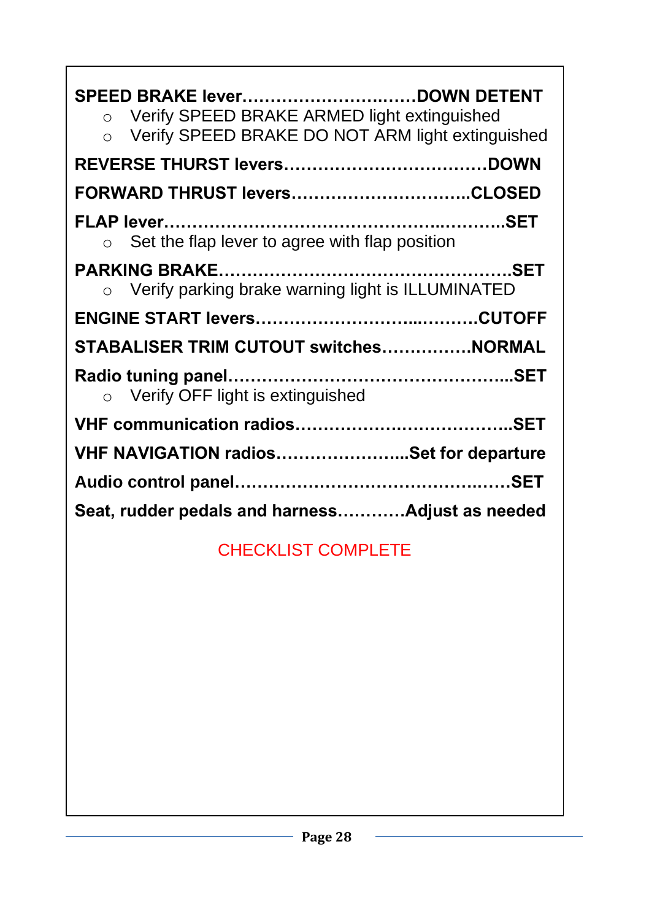**SPEED BRAKE lever…………………….……DOWN DETENT**

- Verify SPEED BRAKE ARMED light extinguished
- Verify SPEED BRAKE DO NOT ARM light extinguished

**REVERSE THURST levers………………………………DOWN**

**FORWARD THRUST levers…………………………..CLOSED**

**FLAP lever……………………………………………..………..SET**

- Set the flap lever to agree with flap position

**PARKING BRAKE……………………………………………..SET**

- Verify parking brake warning light is ILLUMINATED

**ENGINE START levers……………………...……….CUTOFF**

**STABALISER TRIM CUTOUT switches…………….NORMAL**

**Radio tuning panel…………………………………………...SET**

- Verify OFF light is extinguished

**VHF communication radios………………….……………..SET**

**VHF NAVIGATION radios…………………..Set for departure**

**Audio control panel…………………………………….……SET**

**Seat, rudder pedals and harness…………Adjust as needed**

CHECKLIST COMPLETE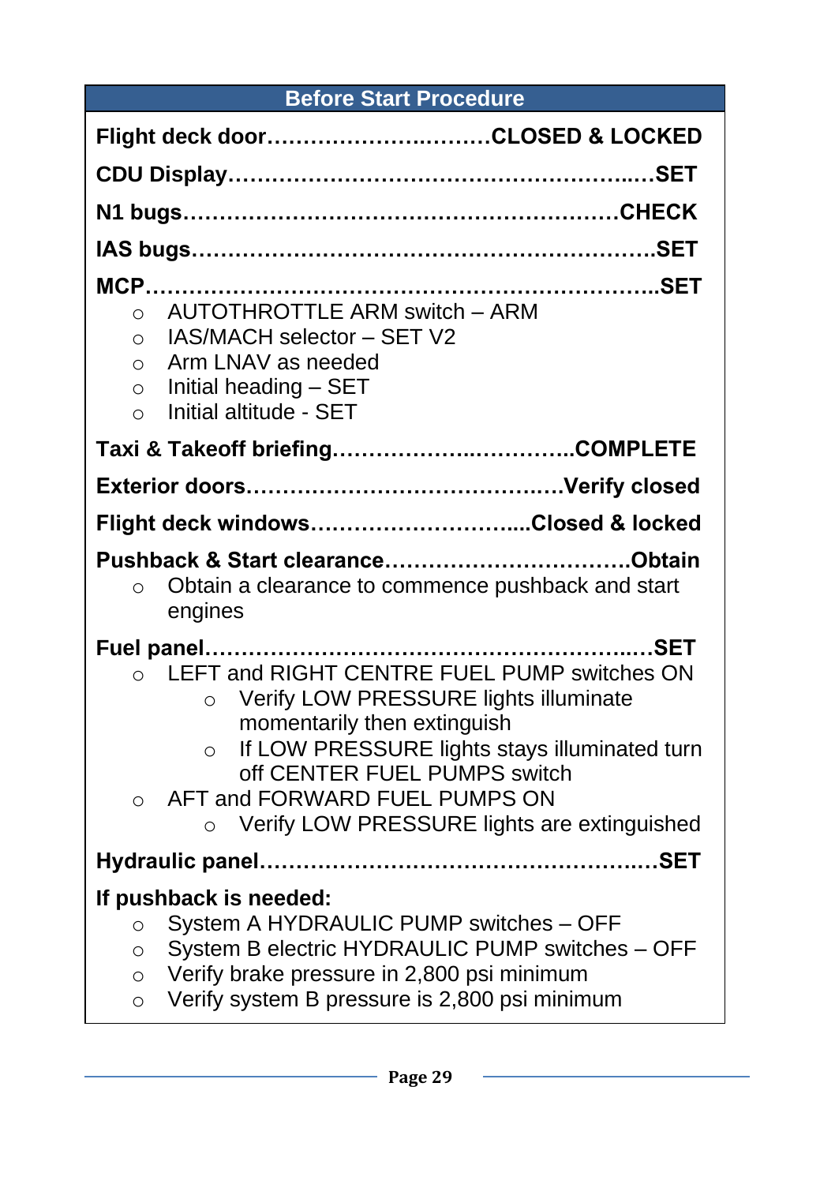## Before Start Procedure

**Flight deck door…………………….………CLOSED & LOCKED**

**CDU Display……………………………………………..…SET**

**N1 bugs…………………………………………………CHECK**

**IAS bugs……………………………………………………..SET**

**MCP…………………………………………………………..SET**

- AUTOTHROTTLE ARM switch – ARM
- IAS/MACH selector – SET V2
- Arm LNAV as needed
- Initial heading – SET
- Initial altitude - SET

**Taxi & Takeoff briefing……………….…………..COMPLETE**

**Exterior doors……………………………………..Verify closed**

**Flight deck windows…………………………....Closed & locked**

**Pushback & Start clearance…………………………….Obtain**

- Obtain a clearance to commence pushback and start engines

**Fuel panel…………………………………………………..SET**

- LEFT and RIGHT CENTRE FUEL PUMP switches ON
  - Verify LOW PRESSURE lights illuminate momentarily then extinguish
  - If LOW PRESSURE lights stays illuminated turn off CENTER FUEL PUMPS switch
- AFT and FORWARD FUEL PUMPS ON
  - Verify LOW PRESSURE lights are extinguished

**Hydraulic panel…………………………………………..…SET**

**If pushback is needed:**

- System A HYDRAULIC PUMP switches – OFF
- System B electric HYDRAULIC PUMP switches – OFF
- Verify brake pressure in 2,800 psi minimum
- Verify system B pressure is 2,800 psi minimum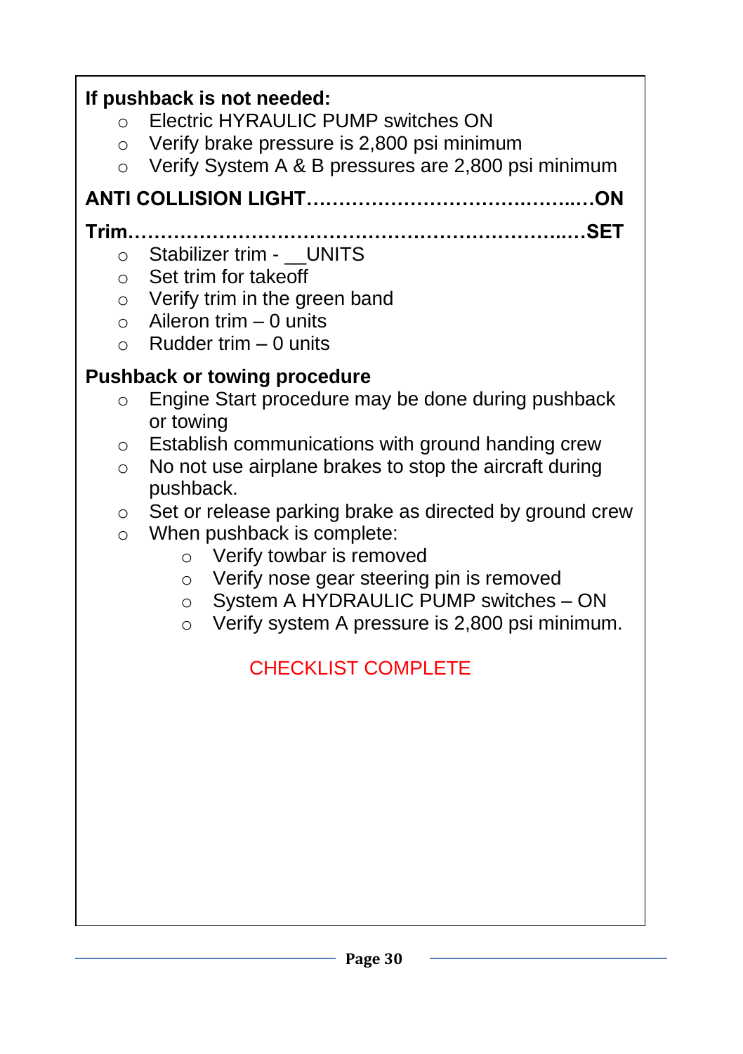**If pushback is not needed:**

- Electric HYRAULIC PUMP switches ON
- Verify brake pressure is 2,800 psi minimum
- Verify System A & B pressures are 2,800 psi minimum

**ANTI COLLISION LIGHT…………………………………..….ON**

**Trim……………………………………………………….….SET**

- Stabilizer trim - __UNITS
- Set trim for takeoff
- Verify trim in the green band
- Aileron trim – 0 units
- Rudder trim – 0 units

**Pushback or towing procedure**

- Engine Start procedure may be done during pushback or towing
- Establish communications with ground handing crew
- No not use airplane brakes to stop the aircraft during pushback.
- Set or release parking brake as directed by ground crew
- When pushback is complete:
    - Verify towbar is removed
    - Verify nose gear steering pin is removed
    - System A HYDRAULIC PUMP switches – ON
    - Verify system A pressure is 2,800 psi minimum.

CHECKLIST COMPLETE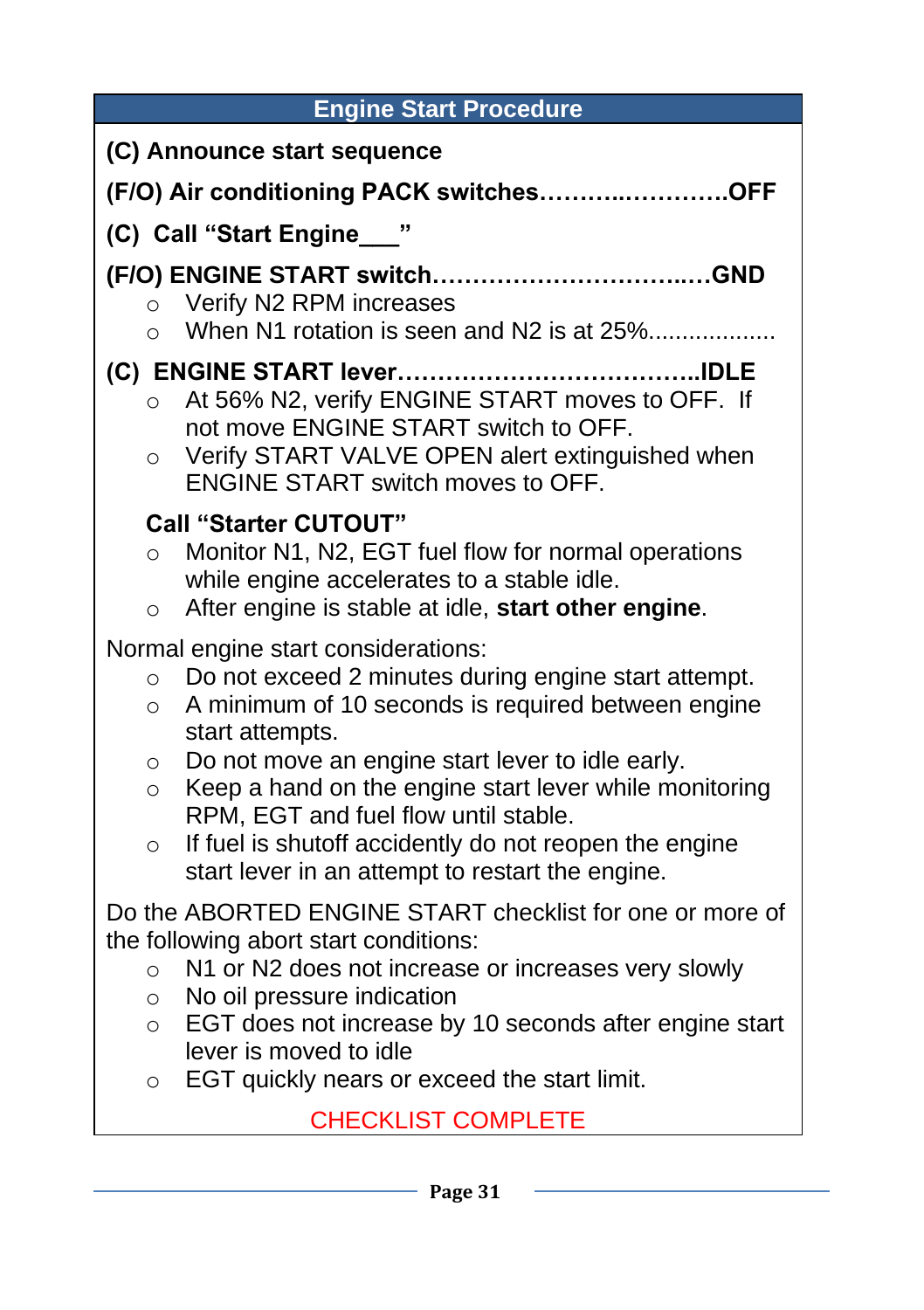## Engine Start Procedure

**(C) Announce start sequence**

**(F/O) Air conditioning PACK switches……….………….OFF**

**(C) Call "Start Engine___"**

**(F/O) ENGINE START switch…………………………..…GND**

- Verify N2 RPM increases
- When N1 rotation is seen and N2 is at 25%..................

**(C) ENGINE START lever………………………………..IDLE**

- At 56% N2, verify ENGINE START moves to OFF. If not move ENGINE START switch to OFF.
- Verify START VALVE OPEN alert extinguished when ENGINE START switch moves to OFF.

**Call "Starter CUTOUT"**

- Monitor N1, N2, EGT fuel flow for normal operations while engine accelerates to a stable idle.
- After engine is stable at idle, **start other engine**.

Normal engine start considerations:

- Do not exceed 2 minutes during engine start attempt.
- A minimum of 10 seconds is required between engine start attempts.
- Do not move an engine start lever to idle early.
- Keep a hand on the engine start lever while monitoring RPM, EGT and fuel flow until stable.
- If fuel is shutoff accidently do not reopen the engine start lever in an attempt to restart the engine.

Do the ABORTED ENGINE START checklist for one or more of the following abort start conditions:

- N1 or N2 does not increase or increases very slowly
- No oil pressure indication
- EGT does not increase by 10 seconds after engine start lever is moved to idle
- EGT quickly nears or exceed the start limit.

CHECKLIST COMPLETE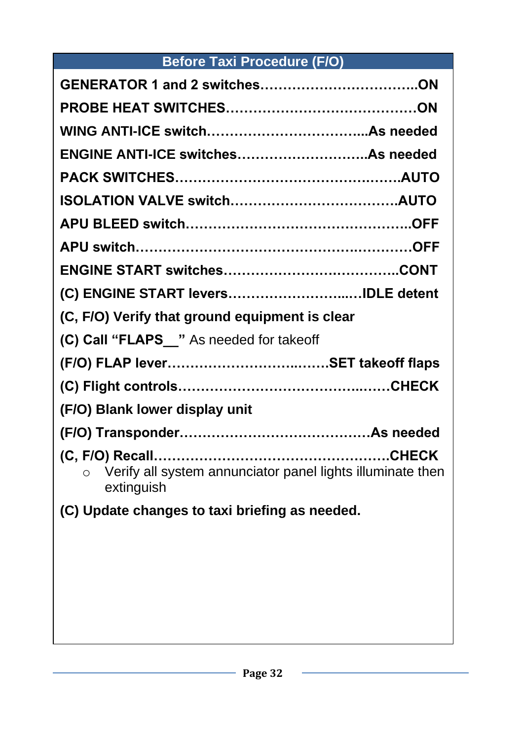## Before Taxi Procedure (F/O)

**GENERATOR 1 and 2 switches……………………………..ON**

**PROBE HEAT SWITCHES……………………………………ON**

**WING ANTI-ICE switch……………………………...As needed**

**ENGINE ANTI-ICE switches………………………..As needed**

**PACK SWITCHES……………………………………….…….AUTO**

**ISOLATION VALVE switch……………………………….AUTO**

**APU BLEED switch…………………………………………..OFF**

**APU switch…………………………………………….………OFF**

**ENGINE START switches………………………….…………..CONT**

**(C) ENGINE START levers……………………...…IDLE detent**

**(C, F/O) Verify that ground equipment is clear**

**(C) Call "FLAPS__"** As needed for takeoff

**(F/O) FLAP lever……………………….…….SET takeoff flaps**

**(C) Flight controls………………………………….…….CHECK**

**(F/O) Blank lower display unit**

**(F/O) Transponder……………………………………As needed**

**(C, F/O) Recall…………………………………………….CHECK**

- Verify all system annunciator panel lights illuminate then extinguish

**(C) Update changes to taxi briefing as needed.**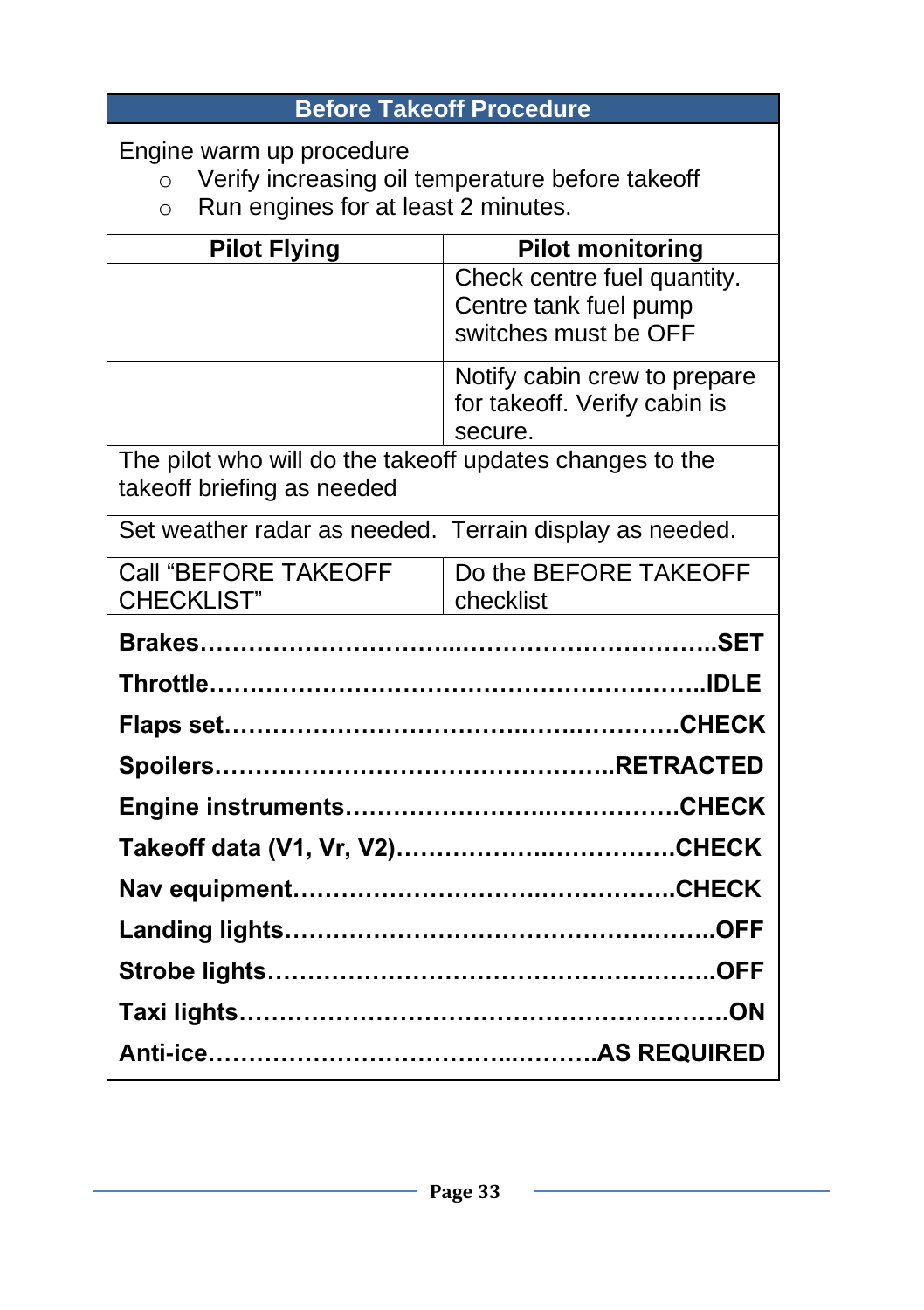| Before Takeoff Procedure | |
|---|---|
| Engine warm up procedure<br>○ Verify increasing oil temperature before takeoff<br>○ Run engines for at least 2 minutes. | |
| **Pilot Flying** | **Pilot monitoring** |
| | Check centre fuel quantity. Centre tank fuel pump switches must be OFF |
| | Notify cabin crew to prepare for takeoff. Verify cabin is secure. |
| The pilot who will do the takeoff updates changes to the takeoff briefing as needed | |
| Set weather radar as needed. Terrain display as needed. | |
| Call "BEFORE TAKEOFF CHECKLIST" | Do the BEFORE TAKEOFF checklist |

**Brakes……………………….…………………………..SET**

**Throttle……………………………………………………..IDLE**

**Flaps set…………………………………….…..………….CHECK**

**Spoilers…………………………………………..RETRACTED**

**Engine instruments……………………..…………….CHECK**

**Takeoff data (V1, Vr, V2)……………….……………CHECK**

**Nav equipment………………………….……………..CHECK**

**Landing lights…………………………………….……..OFF**

**Strobe lights……………………………………………..OFF**

**Taxi lights……………………………………………………ON**

**Anti-ice…………………………..………AS REQUIRED**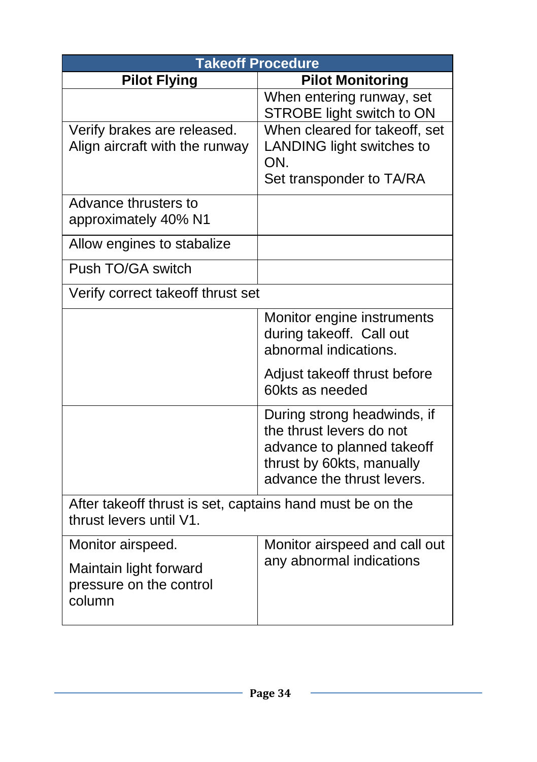| Takeoff Procedure | |
|---|---|
| **Pilot Flying** | **Pilot Monitoring** |
| | When entering runway, set STROBE light switch to ON |
| Verify brakes are released. Align aircraft with the runway | When cleared for takeoff, set LANDING light switches to ON. Set transponder to TA/RA |
| Advance thrusters to approximately 40% N1 | |
| Allow engines to stabalize | |
| Push TO/GA switch | |
| Verify correct takeoff thrust set | |
| | Monitor engine instruments during takeoff. Call out abnormal indications. Adjust takeoff thrust before 60kts as needed |
| | During strong headwinds, if the thrust levers do not advance to planned takeoff thrust by 60kts, manually advance the thrust levers. |
| After takeoff thrust is set, captains hand must be on the thrust levers until V1. | |
| Monitor airspeed. Maintain light forward pressure on the control column | Monitor airspeed and call out any abnormal indications |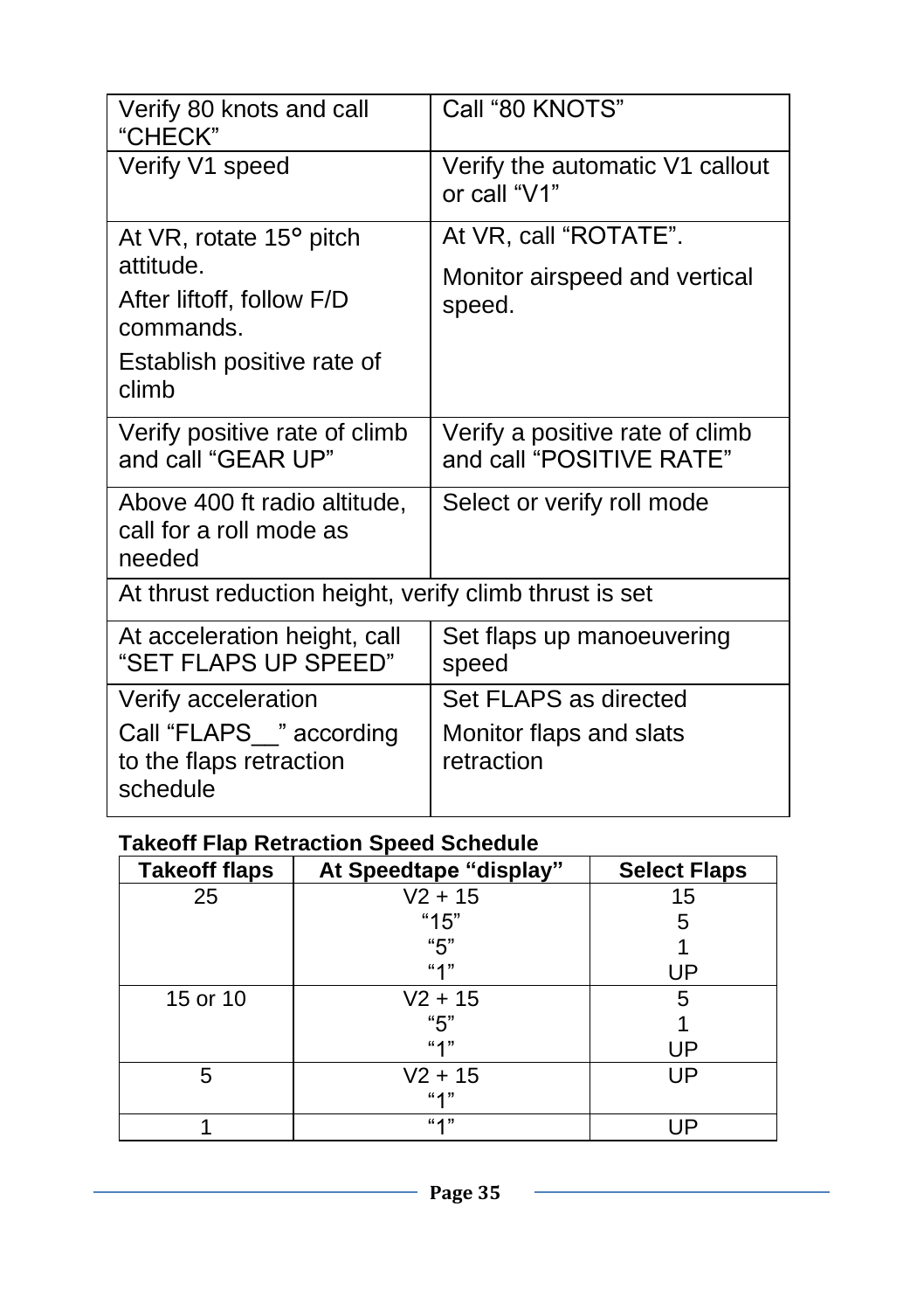| Verify 80 knots and call “CHECK” | Call “80 KNOTS” |
|---|---|
| Verify V1 speed | Verify the automatic V1 callout or call “V1” |
| At VR, rotate 15° pitch attitude.<br>After liftoff, follow F/D commands.<br>Establish positive rate of climb | At VR, call “ROTATE”.<br>Monitor airspeed and vertical speed. |
| Verify positive rate of climb and call “GEAR UP” | Verify a positive rate of climb and call “POSITIVE RATE” |
| Above 400 ft radio altitude, call for a roll mode as needed | Select or verify roll mode |
| At thrust reduction height, verify climb thrust is set | |
| At acceleration height, call “SET FLAPS UP SPEED” | Set flaps up manoeuvering speed |
| Verify acceleration<br>Call “FLAPS__” according to the flaps retraction schedule | Set FLAPS as directed<br>Monitor flaps and slats retraction |

**Takeoff Flap Retraction Speed Schedule**

| Takeoff flaps | At Speedtape “display” | Select Flaps |
|---|---|---|
| 25 | V2 + 15<br>“15”<br>“5”<br>“1” | 15<br>5<br>1<br>UP |
| 15 or 10 | V2 + 15<br>“5”<br>“1” | 5<br>1<br>UP |
| 5 | V2 + 15<br>“1” | UP |
| 1 | “1” | UP |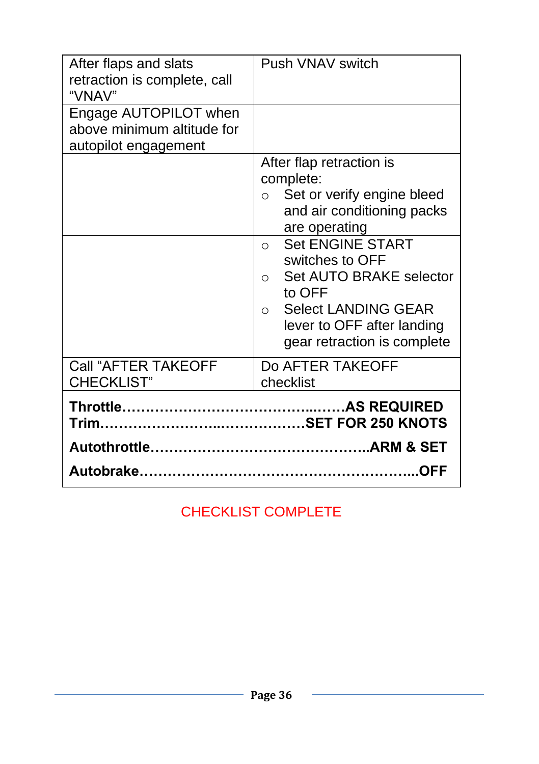| | |
|---|---|
| After flaps and slats retraction is complete, call "VNAV" | Push VNAV switch |
| Engage AUTOPILOT when above minimum altitude for autopilot engagement | |
| | After flap retraction is complete:<br>○ Set or verify engine bleed and air conditioning packs are operating |
| | ○ Set ENGINE START switches to OFF<br>○ Set AUTO BRAKE selector to OFF<br>○ Select LANDING GEAR lever to OFF after landing gear retraction is complete |
| Call "AFTER TAKEOFF CHECKLIST" | Do AFTER TAKEOFF checklist |

**Throttle……………………………………..……AS REQUIRED**
**Trim……………………..………………SET FOR 250 KNOTS**

**Autothrottle………………………………………..ARM & SET**

**Autobrake………………………………………………...OFF**

CHECKLIST COMPLETE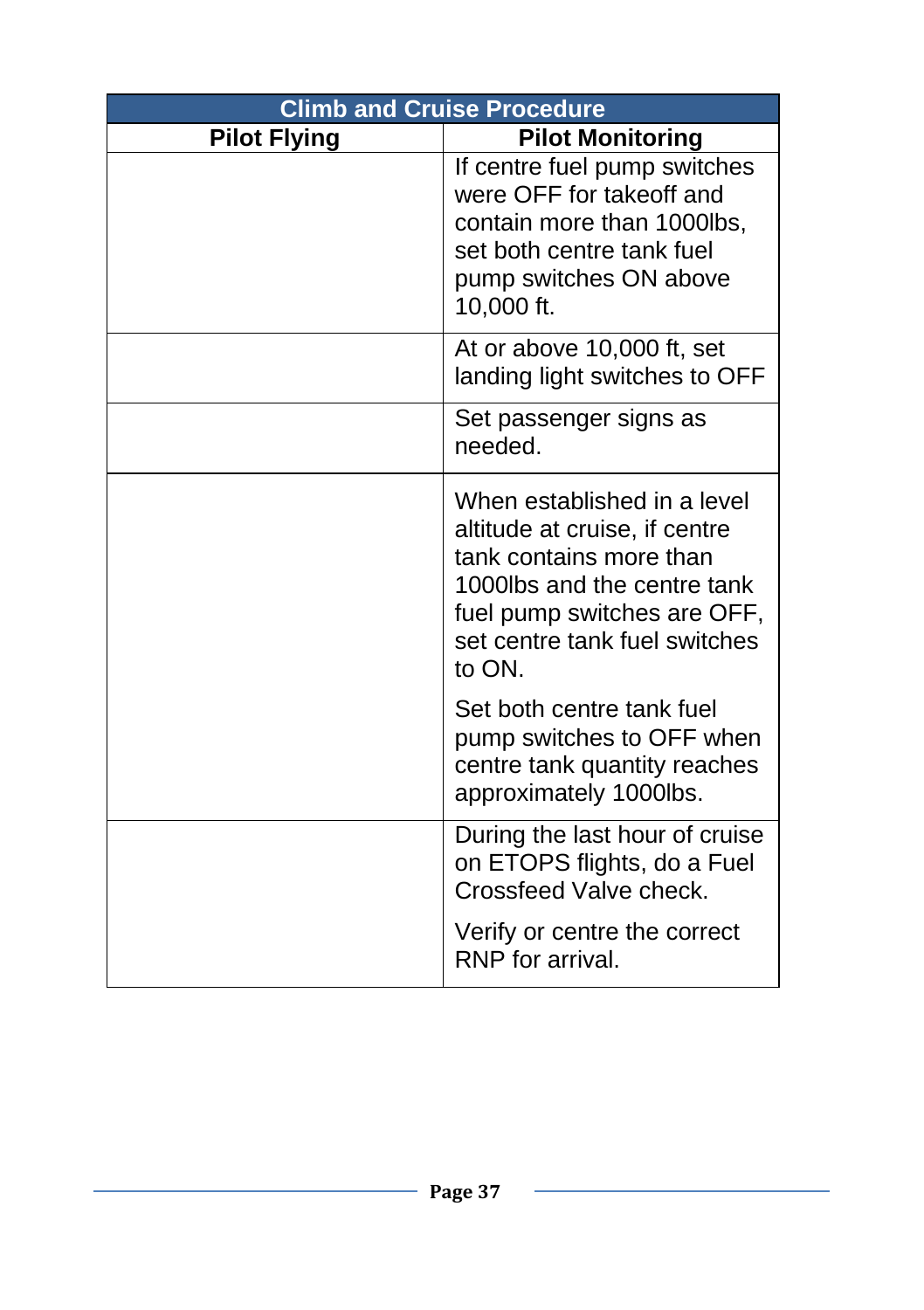| Climb and Cruise Procedure | |
|---|---|
| **Pilot Flying** | **Pilot Monitoring** |
| | If centre fuel pump switches were OFF for takeoff and contain more than 1000lbs, set both centre tank fuel pump switches ON above 10,000 ft. |
| | At or above 10,000 ft, set landing light switches to OFF |
| | Set passenger signs as needed. |
| | When established in a level altitude at cruise, if centre tank contains more than 1000lbs and the centre tank fuel pump switches are OFF, set centre tank fuel switches to ON.<br><br>Set both centre tank fuel pump switches to OFF when centre tank quantity reaches approximately 1000lbs. |
| | During the last hour of cruise on ETOPS flights, do a Fuel Crossfeed Valve check.<br><br>Verify or centre the correct RNP for arrival. |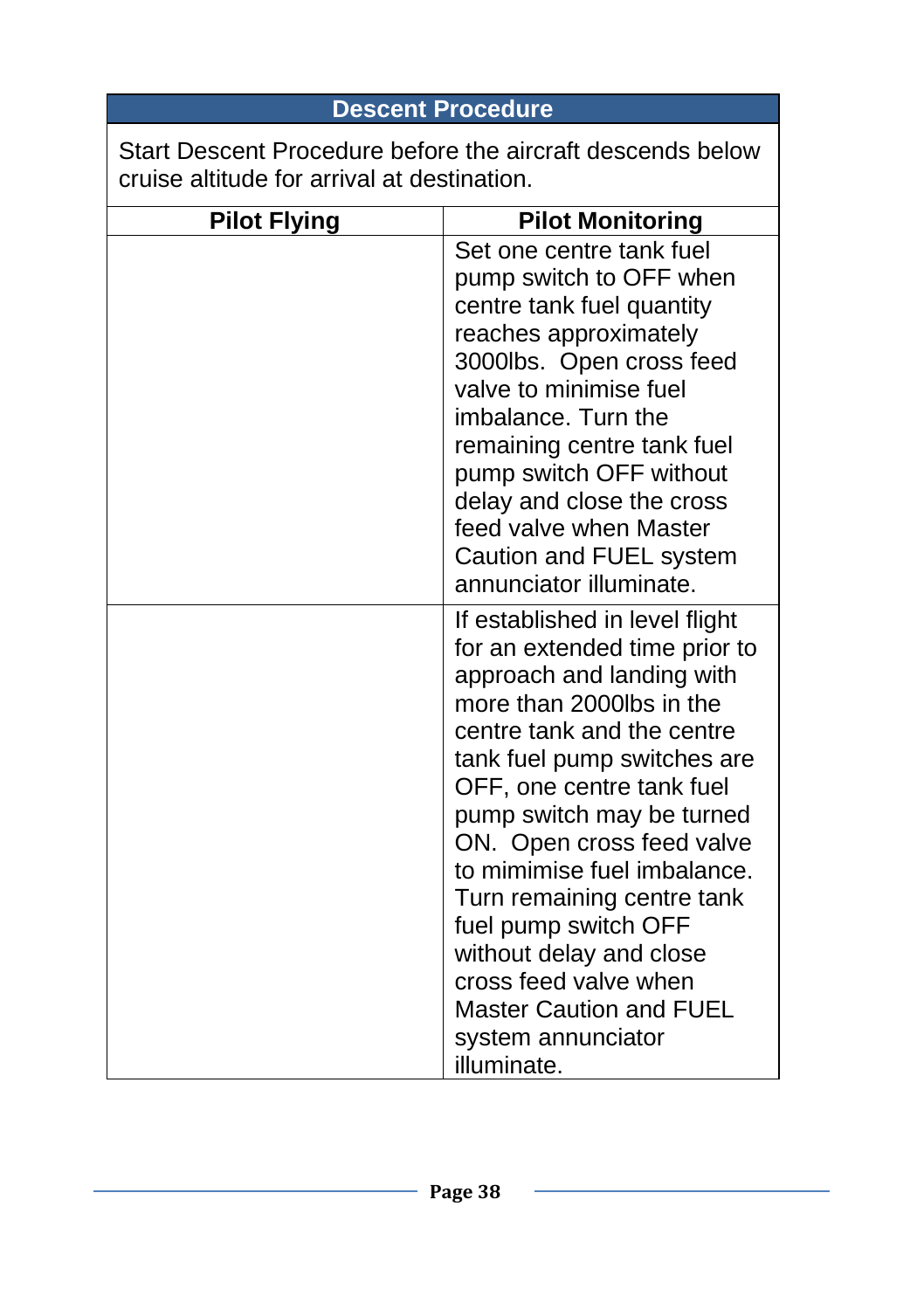| Descent Procedure | |
|---|---|
| Start Descent Procedure before the aircraft descends below cruise altitude for arrival at destination. | |
| **Pilot Flying** | **Pilot Monitoring** |
| | Set one centre tank fuel pump switch to OFF when centre tank fuel quantity reaches approximately 3000lbs. Open cross feed valve to minimise fuel imbalance. Turn the remaining centre tank fuel pump switch OFF without delay and close the cross feed valve when Master Caution and FUEL system annunciator illuminate. |
| | If established in level flight for an extended time prior to approach and landing with more than 2000lbs in the centre tank and the centre tank fuel pump switches are OFF, one centre tank fuel pump switch may be turned ON. Open cross feed valve to mimimise fuel imbalance. Turn remaining centre tank fuel pump switch OFF without delay and close cross feed valve when Master Caution and FUEL system annunciator illuminate. |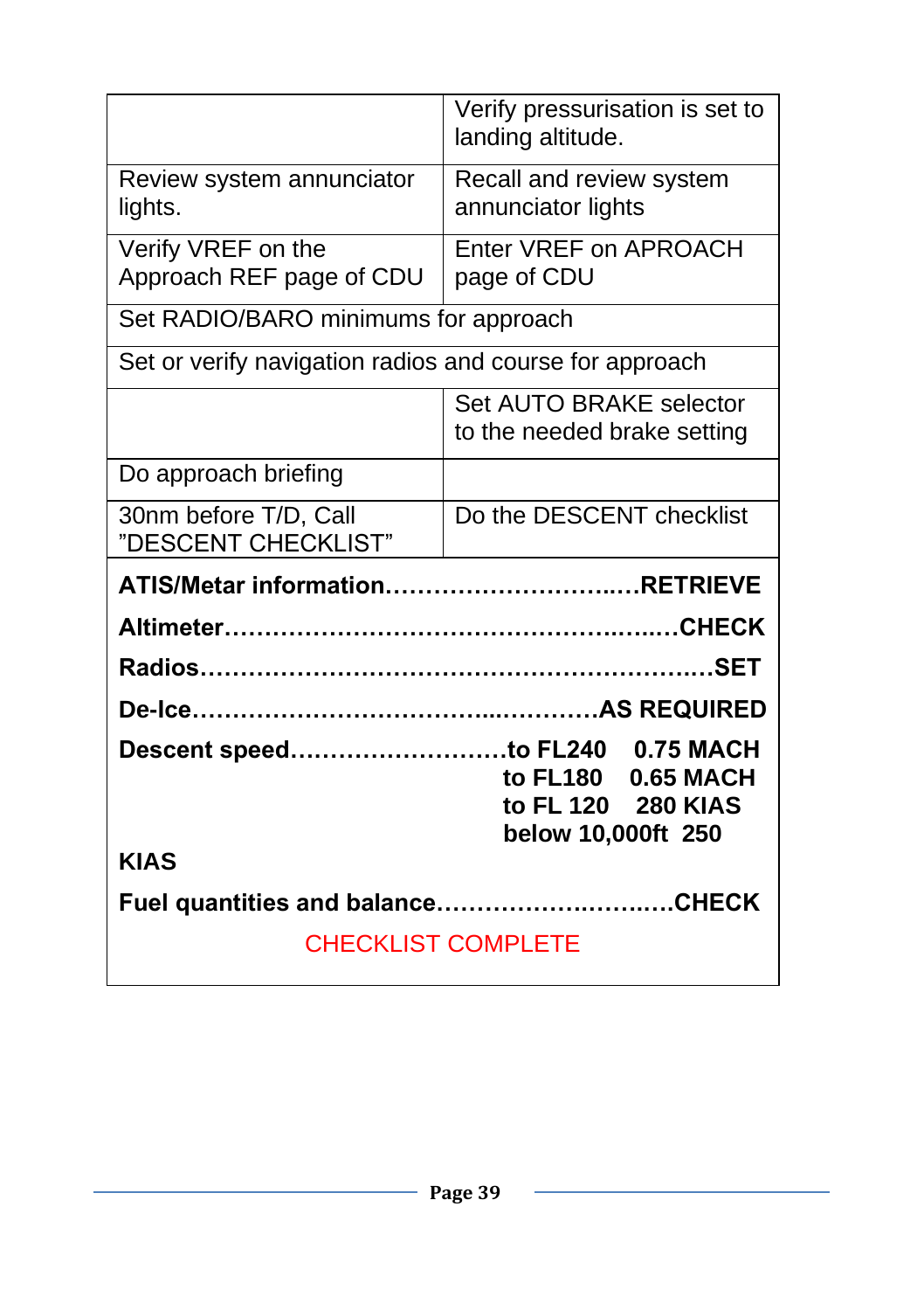| | |
|---|---|
| | Verify pressurisation is set to landing altitude. |
| Review system annunciator lights. | Recall and review system annunciator lights |
| Verify VREF on the Approach REF page of CDU | Enter VREF on APROACH page of CDU |
| Set RADIO/BARO minimums for approach | |
| Set or verify navigation radios and course for approach | |
| | Set AUTO BRAKE selector to the needed brake setting |
| Do approach briefing | |
| 30nm before T/D, Call "DESCENT CHECKLIST" | Do the DESCENT checklist |

**ATIS/Metar information……………………..…RETRIEVE**

**Altimeter……………………………………..……CHECK**

**Radios……………………………………………..…SET**

**De-Ice……………………………...…………AS REQUIRED**

**Descent speed………………………to FL240 0.75 MACH**
**to FL180 0.65 MACH**
**to FL 120 280 KIAS**
**below 10,000ft 250**
**KIAS**

**Fuel quantities and balance…………….…….…CHECK**

CHECKLIST COMPLETE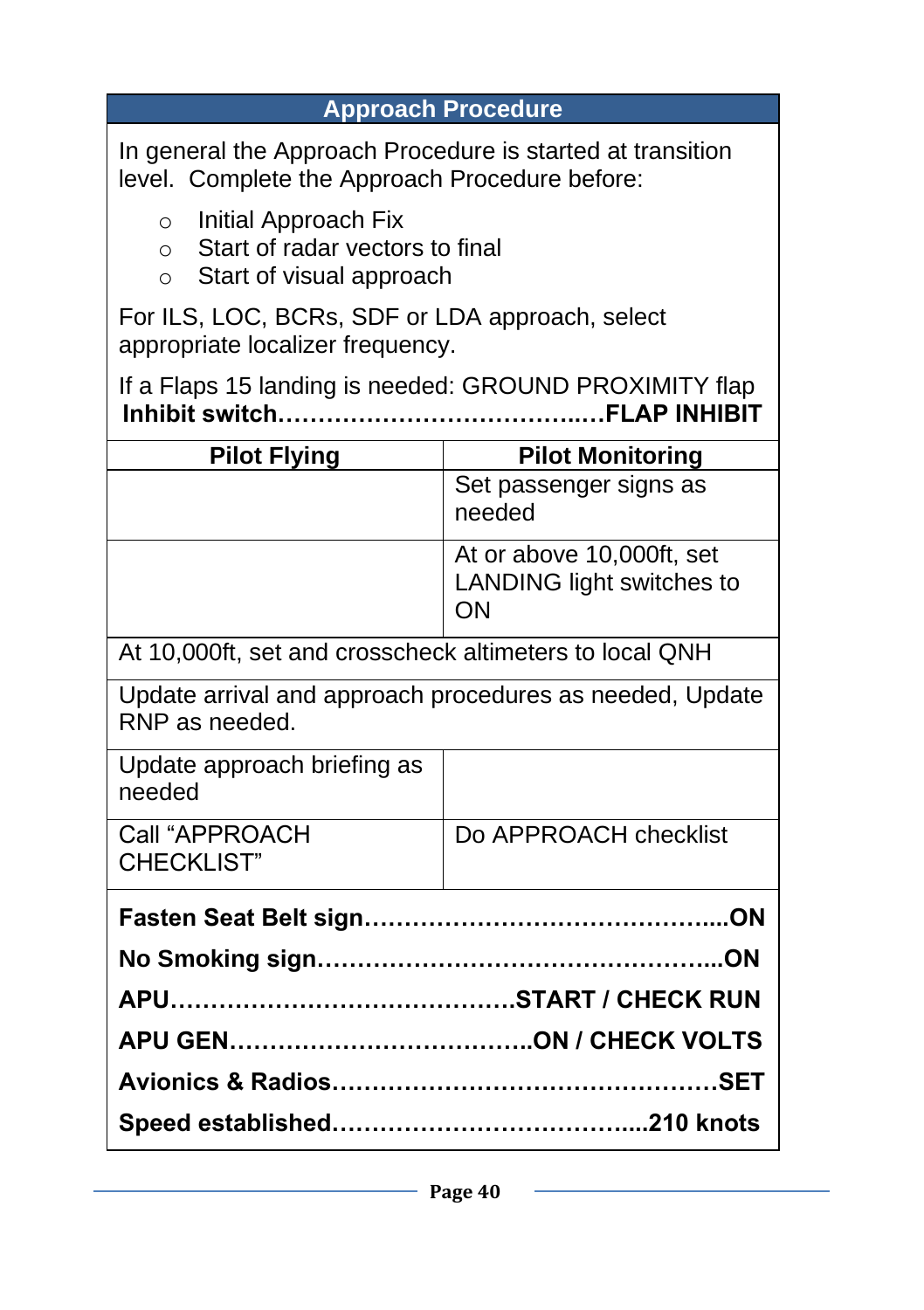## Approach Procedure

In general the Approach Procedure is started at transition level. Complete the Approach Procedure before:

- Initial Approach Fix
- Start of radar vectors to final
- Start of visual approach

For ILS, LOC, BCRs, SDF or LDA approach, select appropriate localizer frequency.

If a Flaps 15 landing is needed: GROUND PROXIMITY flap **Inhibit switch……………………………….…FLAP INHIBIT**

| Pilot Flying | Pilot Monitoring |
|---|---|
| | Set passenger signs as needed |
| | At or above 10,000ft, set LANDING light switches to ON |
| At 10,000ft, set and crosscheck altimeters to local QNH | |
| Update arrival and approach procedures as needed, Update RNP as needed. | |
| Update approach briefing as needed | |
| Call "APPROACH CHECKLIST" | Do APPROACH checklist |

**Fasten Seat Belt sign……………………………………...ON**

**No Smoking sign…………………………………………...ON**

**APU…………………………………….START / CHECK RUN**

**APU GEN………………………………..ON / CHECK VOLTS**

**Avionics & Radios…………………………………………SET**

**Speed established………………………………...210 knots**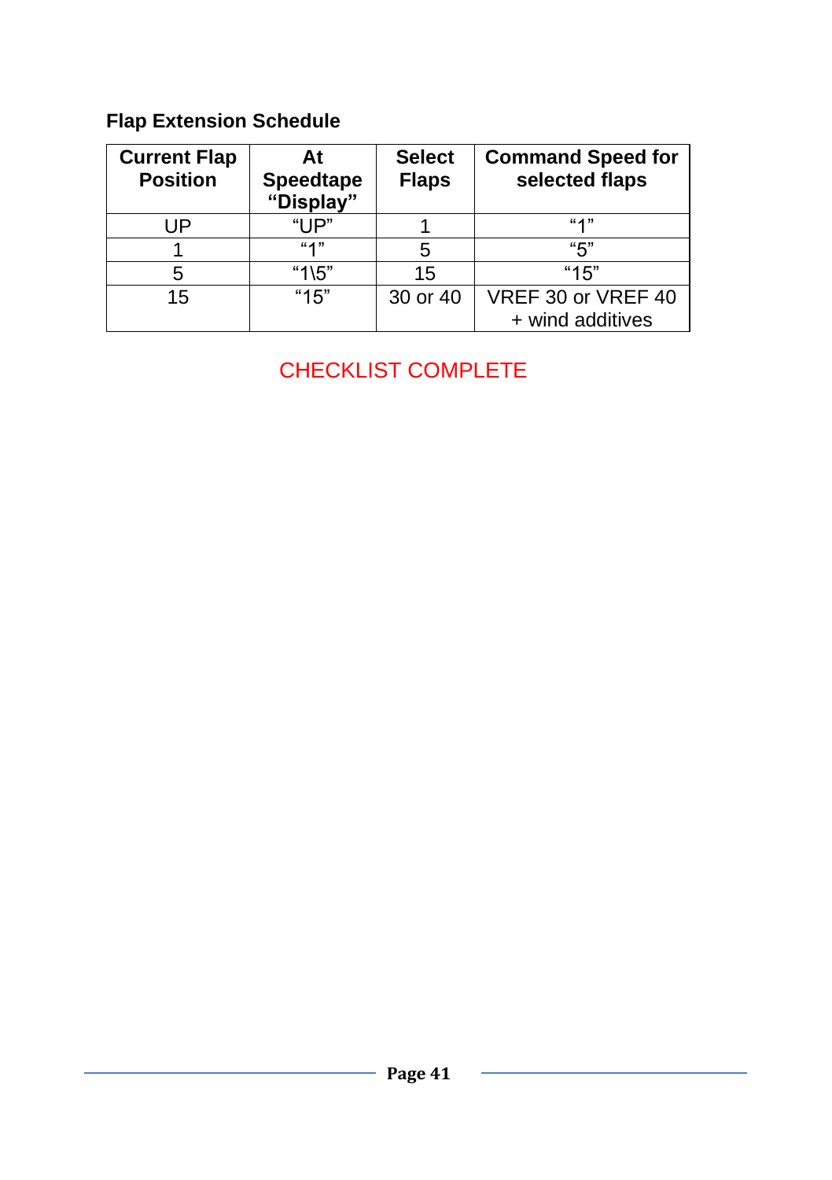**Flap Extension Schedule**

| Current Flap Position | At Speedtape "Display" | Select Flaps | Command Speed for selected flaps |
|---|---|---|---|
| UP | "UP" | 1 | "1" |
| 1 | "1" | 5 | "5" |
| 5 | "1\5" | 15 | "15" |
| 15 | "15" | 30 or 40 | VREF 30 or VREF 40 + wind additives |

CHECKLIST COMPLETE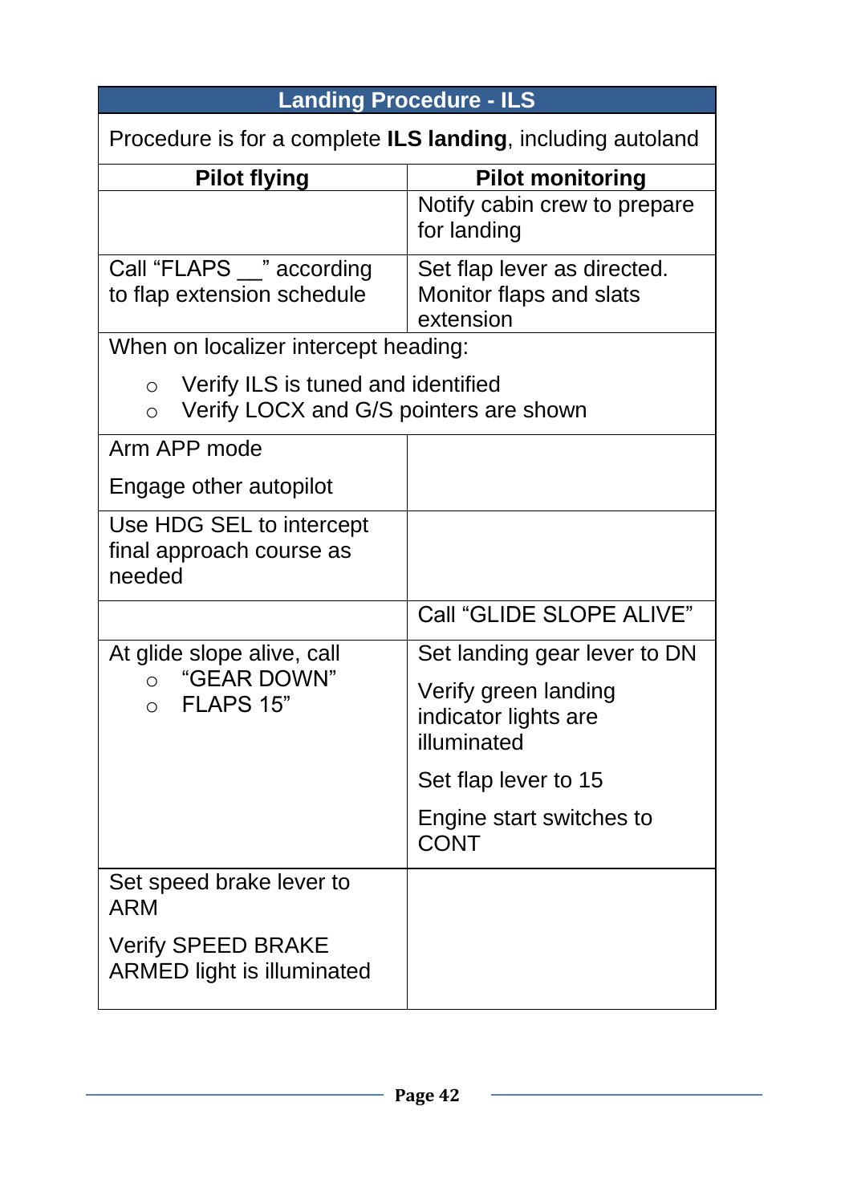| Landing Procedure - ILS | |
|---|---|
| Procedure is for a complete **ILS landing**, including autoland | |
| **Pilot flying** | **Pilot monitoring** |
| | Notify cabin crew to prepare for landing |
| Call “FLAPS __” according to flap extension schedule | Set flap lever as directed. Monitor flaps and slats extension |
| When on localizer intercept heading:<br>○ Verify ILS is tuned and identified<br>○ Verify LOCX and G/S pointers are shown | |
| Arm APP mode<br><br>Engage other autopilot | |
| Use HDG SEL to intercept final approach course as needed | |
| | Call “GLIDE SLOPE ALIVE” |
| At glide slope alive, call<br>○ “GEAR DOWN”<br>○ FLAPS 15” | Set landing gear lever to DN<br><br>Verify green landing indicator lights are illuminated<br><br>Set flap lever to 15<br><br>Engine start switches to CONT |
| Set speed brake lever to ARM<br><br>Verify SPEED BRAKE ARMED light is illuminated | |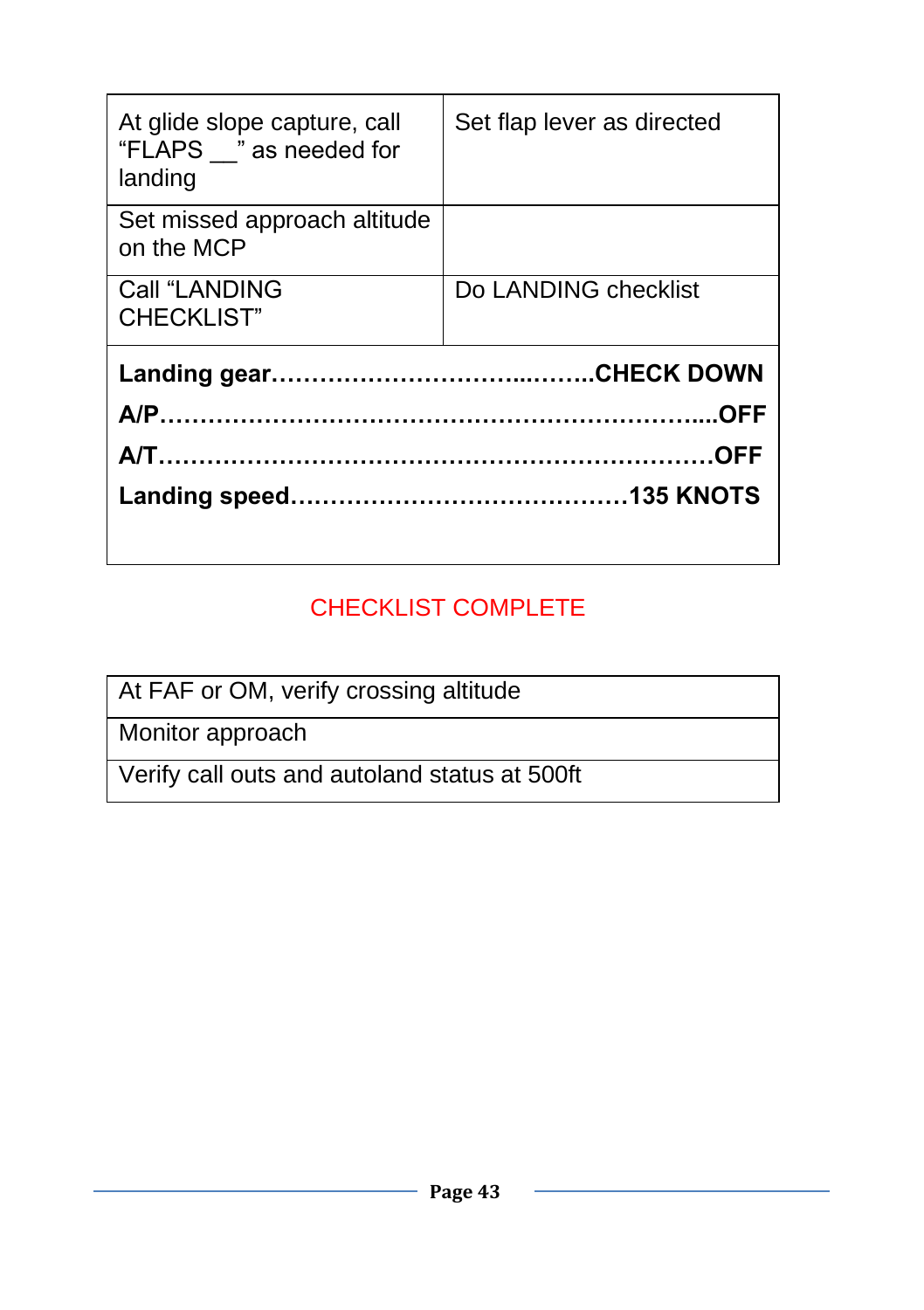| At glide slope capture, call "FLAPS __" as needed for landing | Set flap lever as directed |
|---|---|
| Set missed approach altitude on the MCP | |
| Call "LANDING CHECKLIST" | Do LANDING checklist |

**Landing gear……………………………...……..CHECK DOWN**

**A/P…………………………………………………………....OFF**

**A/T…………………………………………………………….OFF**

**Landing speed…………………………………….135 KNOTS**

CHECKLIST COMPLETE

| At FAF or OM, verify crossing altitude |
|---|
| Monitor approach |
| Verify call outs and autoland status at 500ft |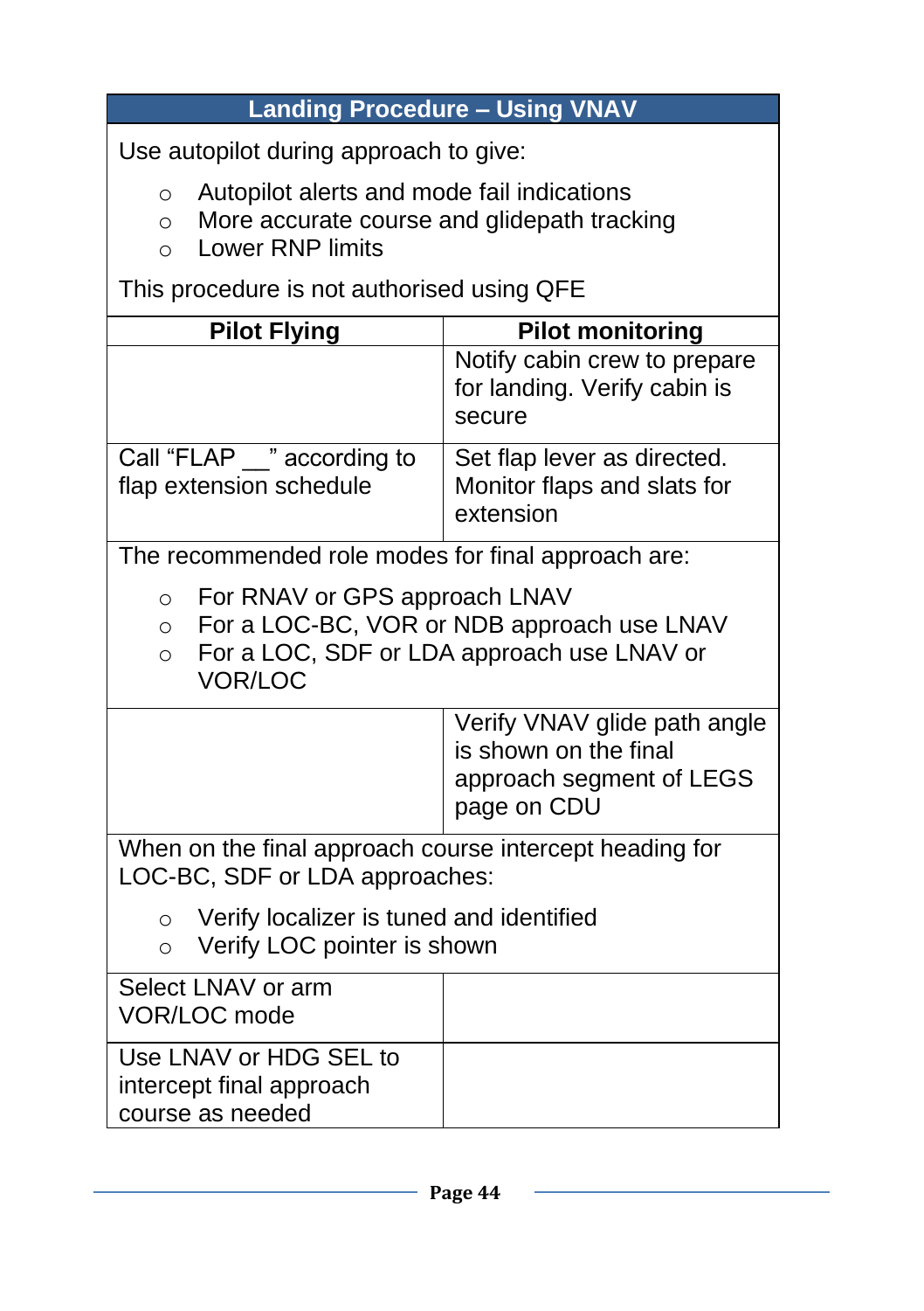| Landing Procedure – Using VNAV | |
|---|---|
| Use autopilot during approach to give:<br>○ Autopilot alerts and mode fail indications<br>○ More accurate course and glidepath tracking<br>○ Lower RNP limits<br><br>This procedure is not authorised using QFE | |
| **Pilot Flying** | **Pilot monitoring** |
| | Notify cabin crew to prepare for landing. Verify cabin is secure |
| Call “FLAP __” according to flap extension schedule | Set flap lever as directed. Monitor flaps and slats for extension |
| The recommended role modes for final approach are:<br>○ For RNAV or GPS approach LNAV<br>○ For a LOC-BC, VOR or NDB approach use LNAV<br>○ For a LOC, SDF or LDA approach use LNAV or VOR/LOC | |
| | Verify VNAV glide path angle is shown on the final approach segment of LEGS page on CDU |
| When on the final approach course intercept heading for LOC-BC, SDF or LDA approaches:<br>○ Verify localizer is tuned and identified<br>○ Verify LOC pointer is shown | |
| Select LNAV or arm VOR/LOC mode | |
| Use LNAV or HDG SEL to intercept final approach course as needed | |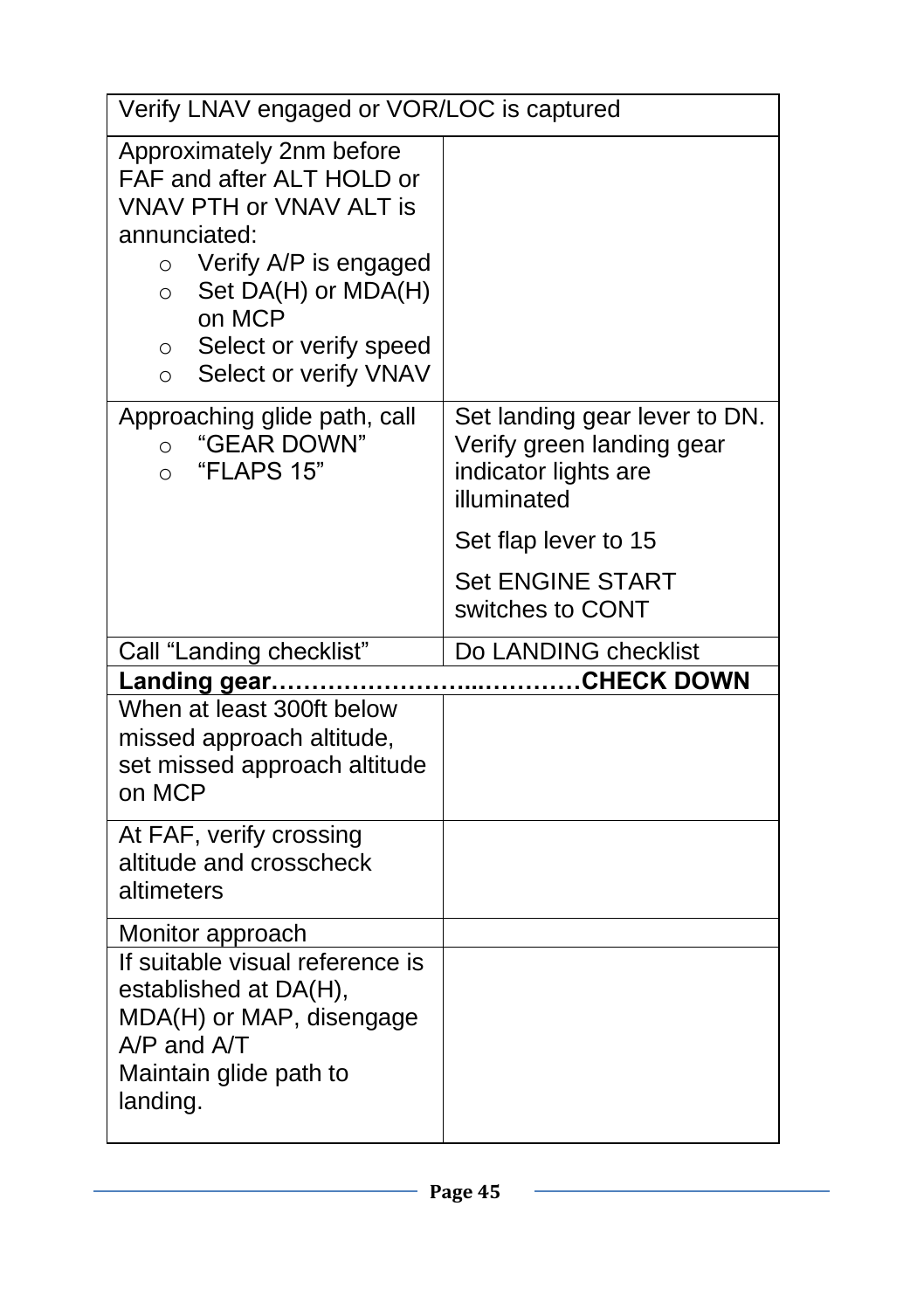| Verify LNAV engaged or VOR/LOC is captured | |
|---|---|
| Approximately 2nm before FAF and after ALT HOLD or VNAV PTH or VNAV ALT is annunciated:<br>○ Verify A/P is engaged<br>○ Set DA(H) or MDA(H) on MCP<br>○ Select or verify speed<br>○ Select or verify VNAV | |
| Approaching glide path, call<br>○ "GEAR DOWN"<br>○ "FLAPS 15" | Set landing gear lever to DN. Verify green landing gear indicator lights are illuminated<br><br>Set flap lever to 15<br><br>Set ENGINE START switches to CONT |
| Call "Landing checklist" | Do LANDING checklist |
| **Landing gear…………………………...…………CHECK DOWN** | |
| When at least 300ft below missed approach altitude, set missed approach altitude on MCP | |
| At FAF, verify crossing altitude and crosscheck altimeters | |
| Monitor approach | |
| If suitable visual reference is established at DA(H), MDA(H) or MAP, disengage A/P and A/T<br>Maintain glide path to landing. | |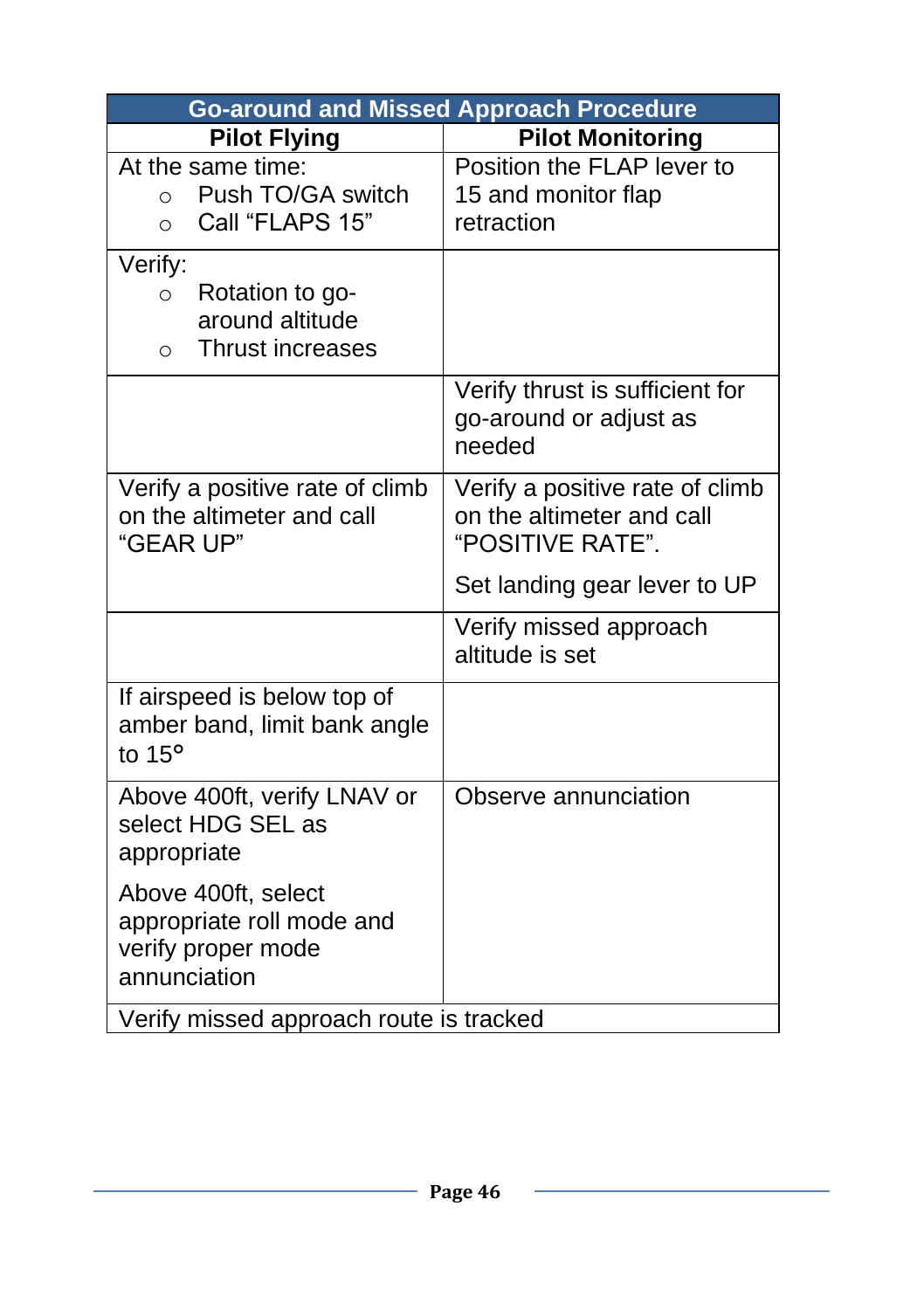| Go-around and Missed Approach Procedure | |
|---|---|
| **Pilot Flying** | **Pilot Monitoring** |
| At the same time:<br>○ Push TO/GA switch<br>○ Call "FLAPS 15" | Position the FLAP lever to 15 and monitor flap retraction |
| Verify:<br>○ Rotation to go-around altitude<br>○ Thrust increases | |
| | Verify thrust is sufficient for go-around or adjust as needed |
| Verify a positive rate of climb on the altimeter and call "GEAR UP" | Verify a positive rate of climb on the altimeter and call "POSITIVE RATE".<br><br>Set landing gear lever to UP |
| | Verify missed approach altitude is set |
| If airspeed is below top of amber band, limit bank angle to 15° | |
| Above 400ft, verify LNAV or select HDG SEL as appropriate<br><br>Above 400ft, select appropriate roll mode and verify proper mode annunciation | Observe annunciation |
| Verify missed approach route is tracked | |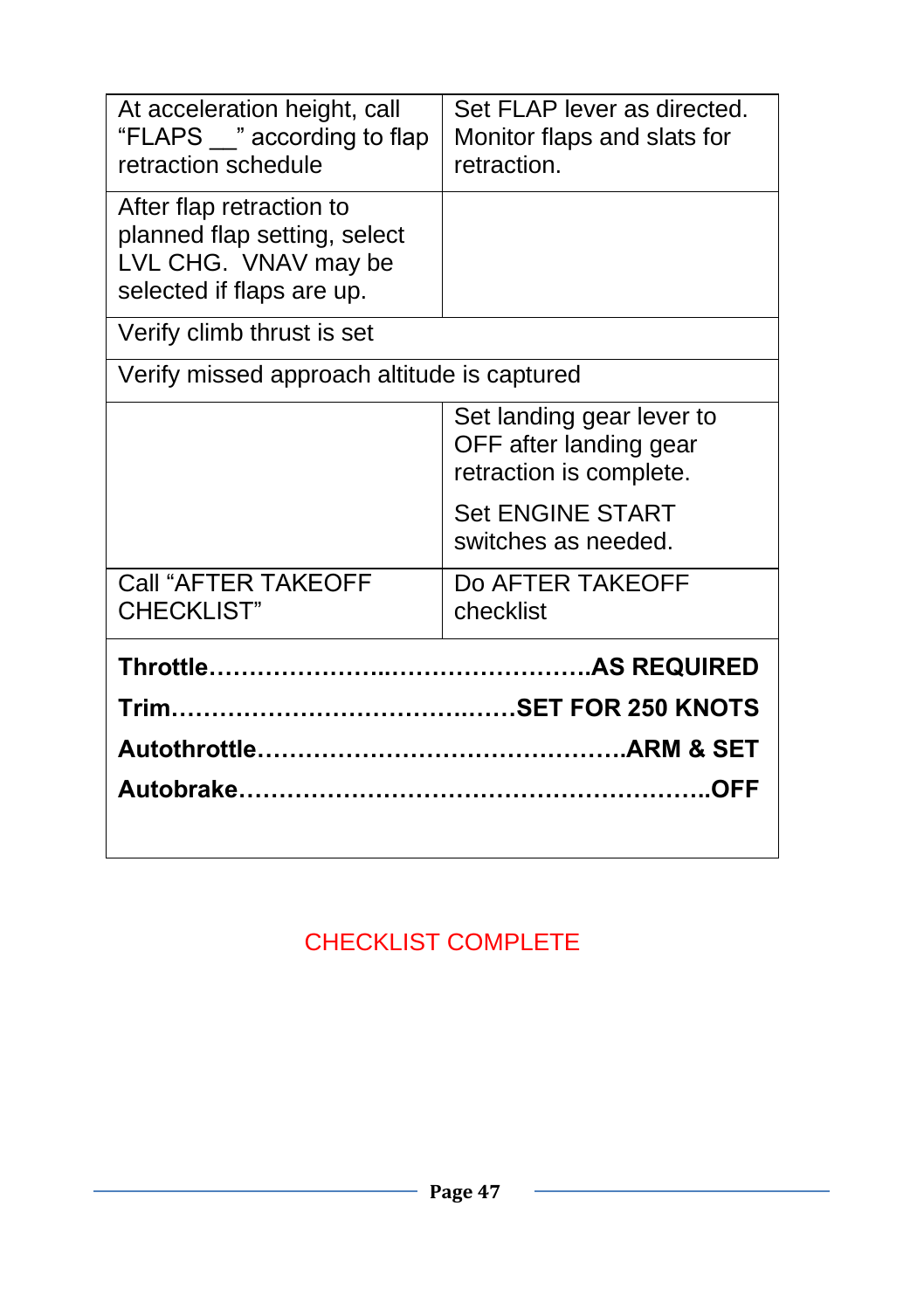| | |
|---|---|
| At acceleration height, call "FLAPS __" according to flap retraction schedule | Set FLAP lever as directed. Monitor flaps and slats for retraction. |
| After flap retraction to planned flap setting, select LVL CHG. VNAV may be selected if flaps are up. | |
| Verify climb thrust is set | |
| Verify missed approach altitude is captured | |
| | Set landing gear lever to OFF after landing gear retraction is complete.<br><br>Set ENGINE START switches as needed. |
| Call "AFTER TAKEOFF CHECKLIST" | Do AFTER TAKEOFF checklist |

**Throttle……………………..…………………….AS REQUIRED**

**Trim……………………………………..……SET FOR 250 KNOTS**

**Autothrottle……………………………………….ARM & SET**

**Autobrake…………………………………………………..OFF**

CHECKLIST COMPLETE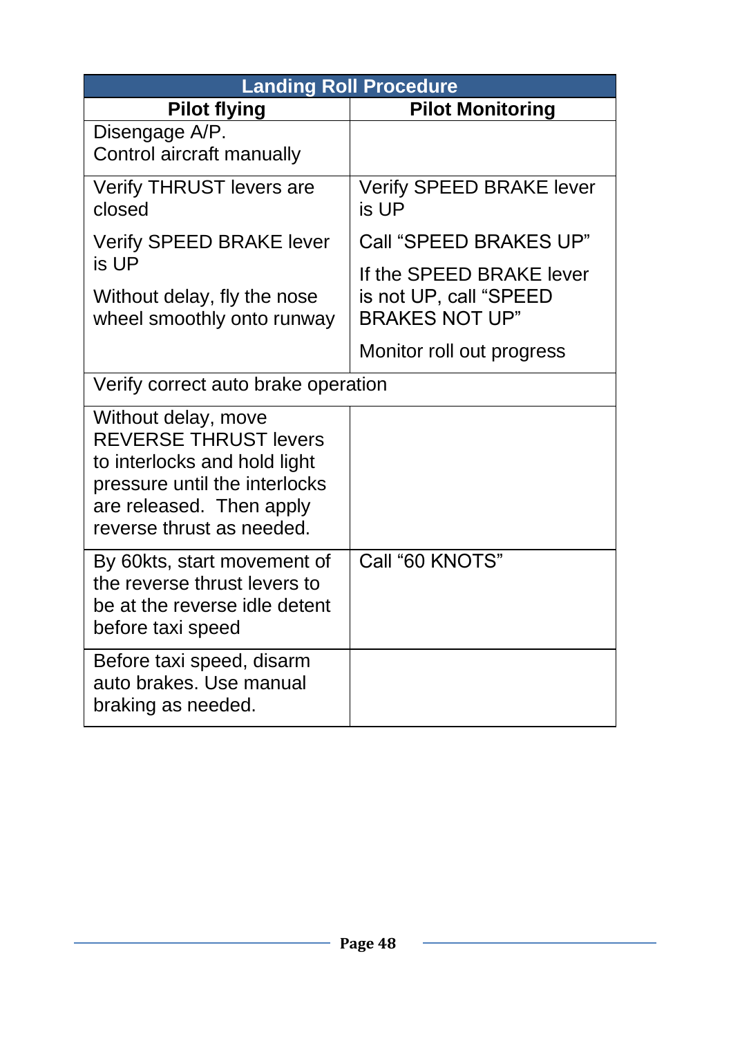| Landing Roll Procedure | |
|---|---|
| **Pilot flying** | **Pilot Monitoring** |
| Disengage A/P.<br>Control aircraft manually | |
| Verify THRUST levers are closed<br><br>Verify SPEED BRAKE lever is UP<br><br>Without delay, fly the nose wheel smoothly onto runway | Verify SPEED BRAKE lever is UP<br><br>Call "SPEED BRAKES UP"<br><br>If the SPEED BRAKE lever is not UP, call "SPEED BRAKES NOT UP"<br><br>Monitor roll out progress |
| Verify correct auto brake operation | |
| Without delay, move REVERSE THRUST levers to interlocks and hold light pressure until the interlocks are released. Then apply reverse thrust as needed. | |
| By 60kts, start movement of the reverse thrust levers to be at the reverse idle detent before taxi speed | Call "60 KNOTS" |
| Before taxi speed, disarm auto brakes. Use manual braking as needed. | |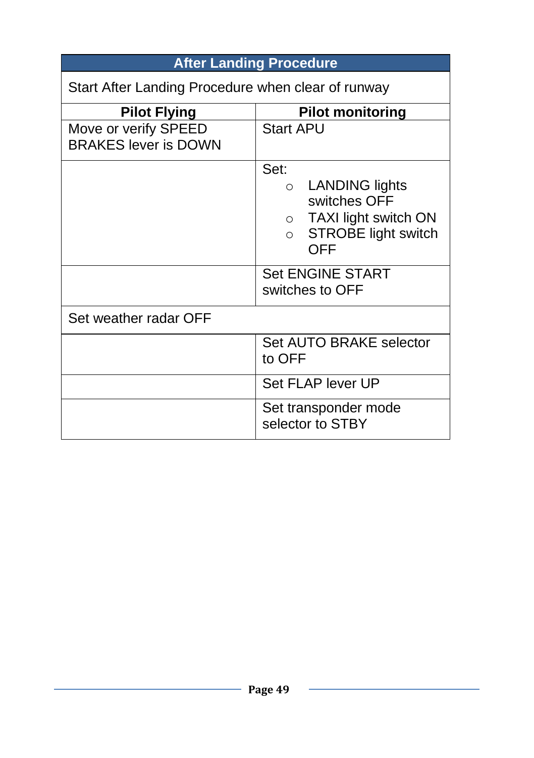| After Landing Procedure | |
|---|---|
| Start After Landing Procedure when clear of runway | |
| **Pilot Flying** | **Pilot monitoring** |
| Move or verify SPEED BRAKES lever is DOWN | Start APU |
| | Set:<br>○ LANDING lights switches OFF<br>○ TAXI light switch ON<br>○ STROBE light switch OFF |
| | Set ENGINE START switches to OFF |
| Set weather radar OFF | |
| | Set AUTO BRAKE selector to OFF |
| | Set FLAP lever UP |
| | Set transponder mode selector to STBY |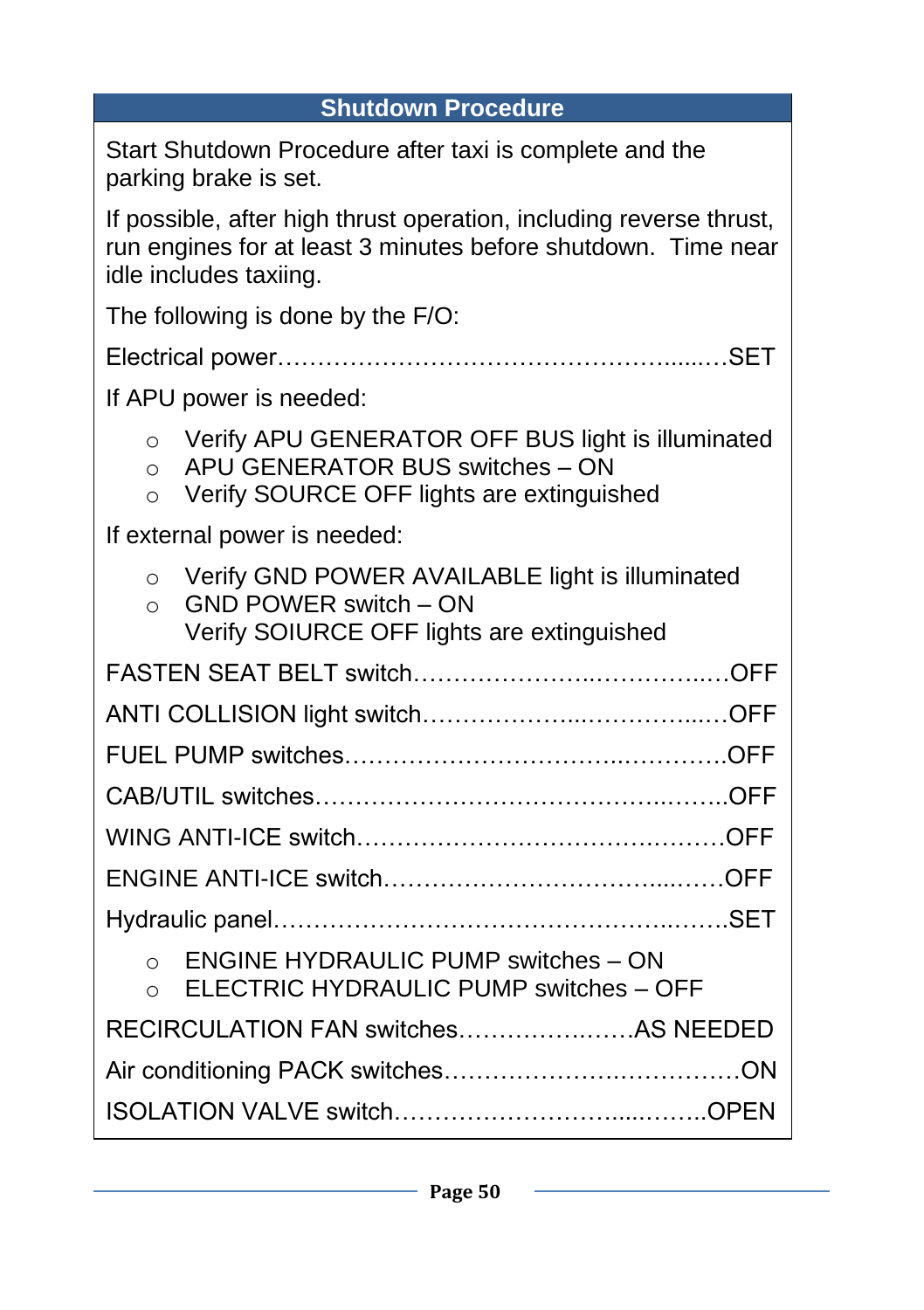## Shutdown Procedure

Start Shutdown Procedure after taxi is complete and the parking brake is set.

If possible, after high thrust operation, including reverse thrust, run engines for at least 3 minutes before shutdown. Time near idle includes taxiing.

The following is done by the F/O:

Electrical power……………………………………………......…SET

If APU power is needed:

- Verify APU GENERATOR OFF BUS light is illuminated
- APU GENERATOR BUS switches – ON
- Verify SOURCE OFF lights are extinguished

If external power is needed:

- Verify GND POWER AVAILABLE light is illuminated
- GND POWER switch – ON
  Verify SOIURCE OFF lights are extinguished

FASTEN SEAT BELT switch…………………..……………..…OFF

ANTI COLLISION light switch………………..……………...…OFF

FUEL PUMP switches……………………………..…………..OFF

CAB/UTIL switches……………………………………..……..OFF

WING ANTI-ICE switch………………………………………OFF

ENGINE ANTI-ICE switch…………………………......……OFF

Hydraulic panel…………………………………………..……..SET

- ENGINE HYDRAULIC PUMP switches – ON
- ELECTRIC HYDRAULIC PUMP switches – OFF

RECIRCULATION FAN switches……………..……AS NEEDED

Air conditioning PACK switches……………….……………ON

ISOLATION VALVE switch…………………….....……..OPEN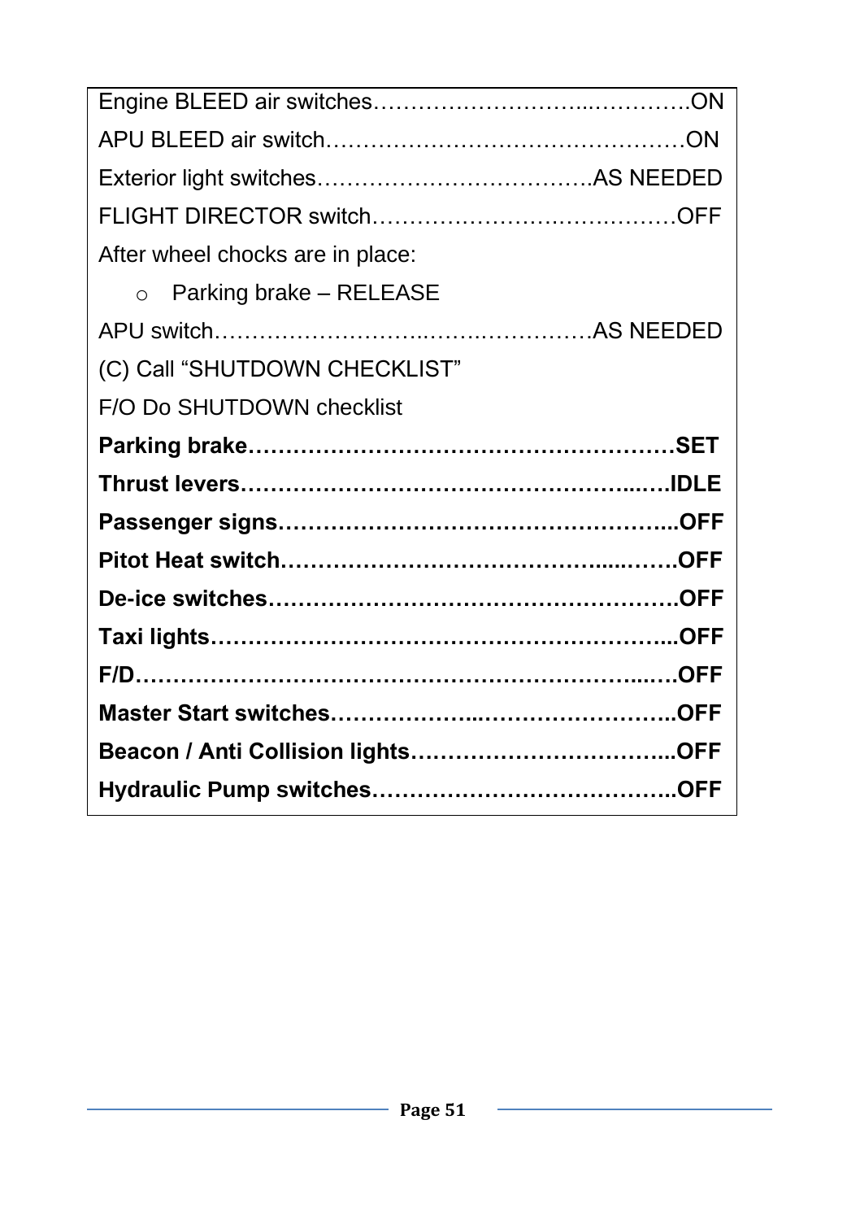Engine BLEED air switches……………………….………….ON

APU BLEED air switch…………………………………………ON

Exterior light switches……………………………….AS NEEDED

FLIGHT DIRECTOR switch……………………….…….……OFF

After wheel chocks are in place:

- Parking brake – RELEASE

APU switch…………………….…….…….…………AS NEEDED

(C) Call "SHUTDOWN CHECKLIST"

F/O Do SHUTDOWN checklist

**Parking brake………………………………………………SET**

**Thrust levers………………………………………….….IDLE**

**Passenger signs……………………………………………...OFF**

**Pitot Heat switch…………………………………......…….OFF**

**De-ice switches…………………………………………….OFF**

**Taxi lights………………………………………………...OFF**

**F/D……………………………………………………...….OFF**

**Master Start switches………………...……………………..OFF**

**Beacon / Anti Collision lights……………………………...OFF**

**Hydraulic Pump switches…………………………………..OFF**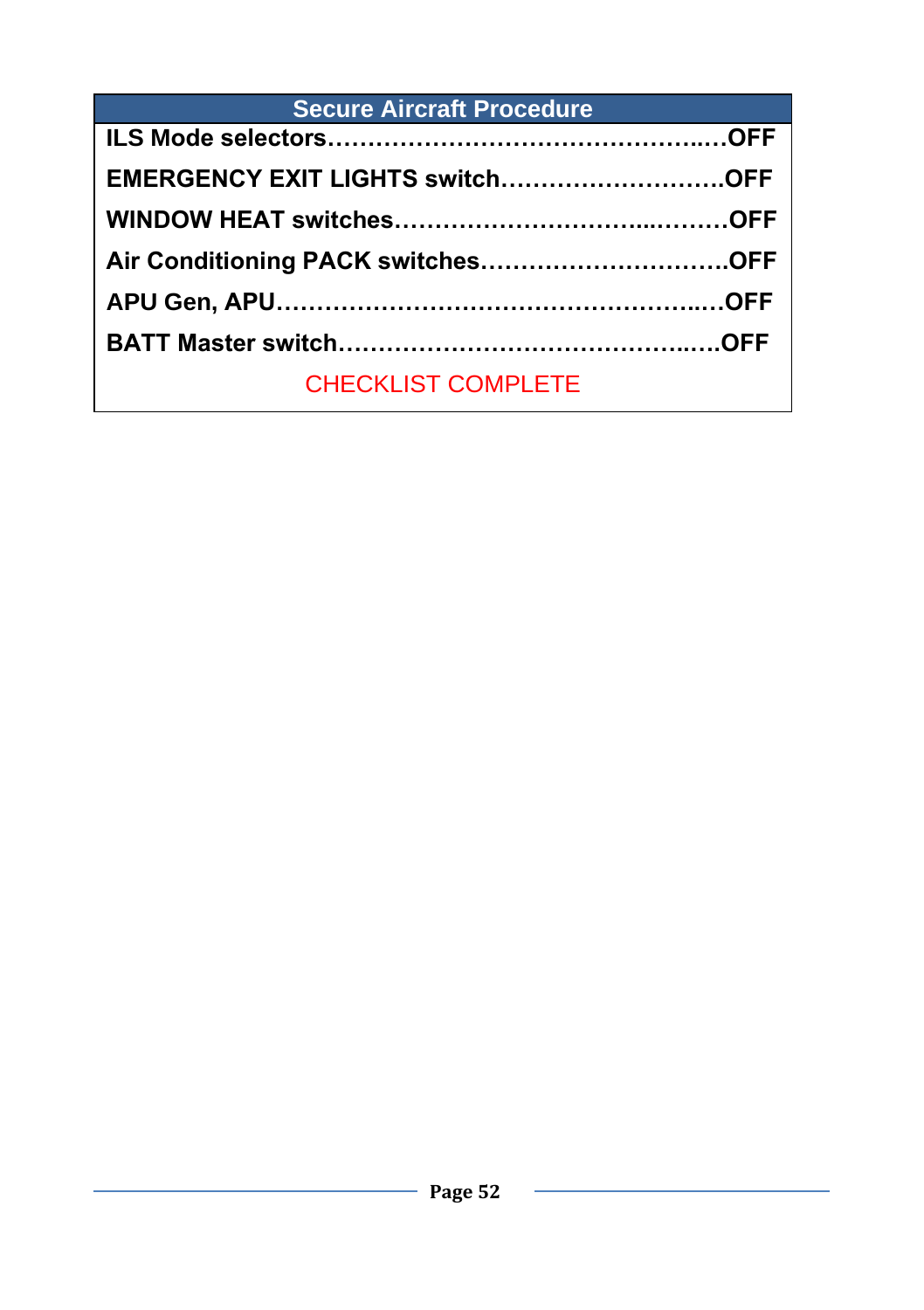| Secure Aircraft Procedure |
|---|
| **ILS Mode selectors……………………………………..…OFF** |
| **EMERGENCY EXIT LIGHTS switch……………………….OFF** |
| **WINDOW HEAT switches…………………………...………OFF** |
| **Air Conditioning PACK switches………………………….OFF** |
| **APU Gen, APU…………………………………………..…OFF** |
| **BATT Master switch……………………………………..….OFF** |
| CHECKLIST COMPLETE |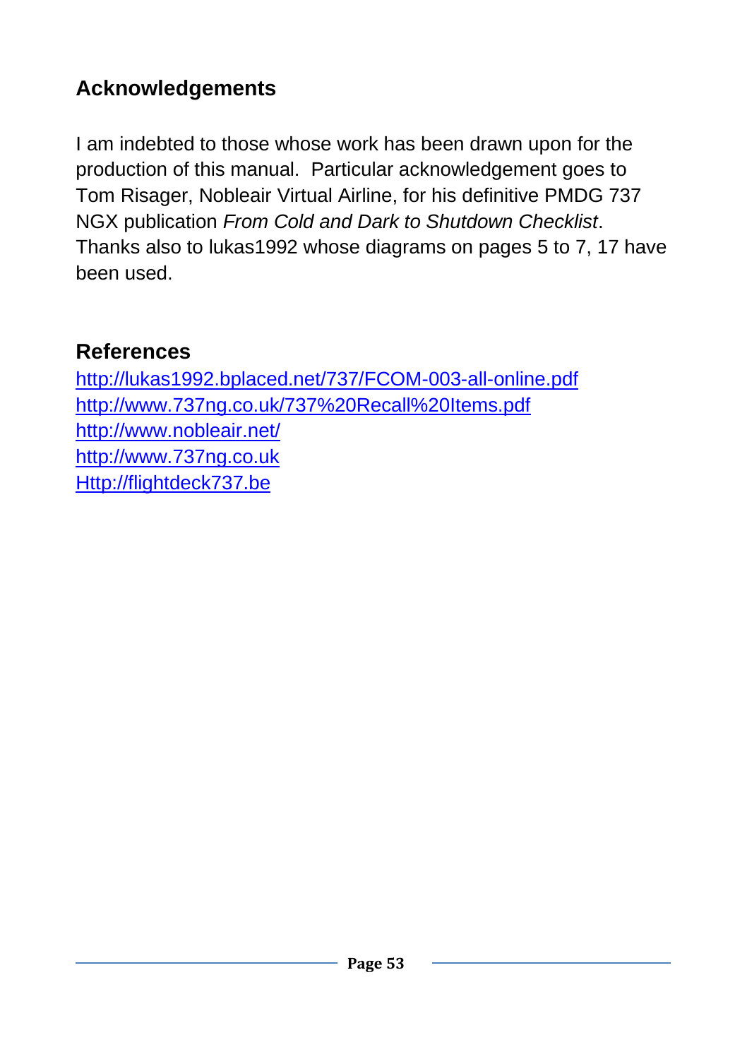## Acknowledgements

I am indebted to those whose work has been drawn upon for the production of this manual. Particular acknowledgement goes to Tom Risager, Nobleair Virtual Airline, for his definitive PMDG 737 NGX publication *From Cold and Dark to Shutdown Checklist*. Thanks also to lukas1992 whose diagrams on pages 5 to 7, 17 have been used.

## References

http://lukas1992.bplaced.net/737/FCOM-003-all-online.pdf
http://www.737ng.co.uk/737%20Recall%20Items.pdf
http://www.nobleair.net/
http://www.737ng.co.uk
Http://flightdeck737.be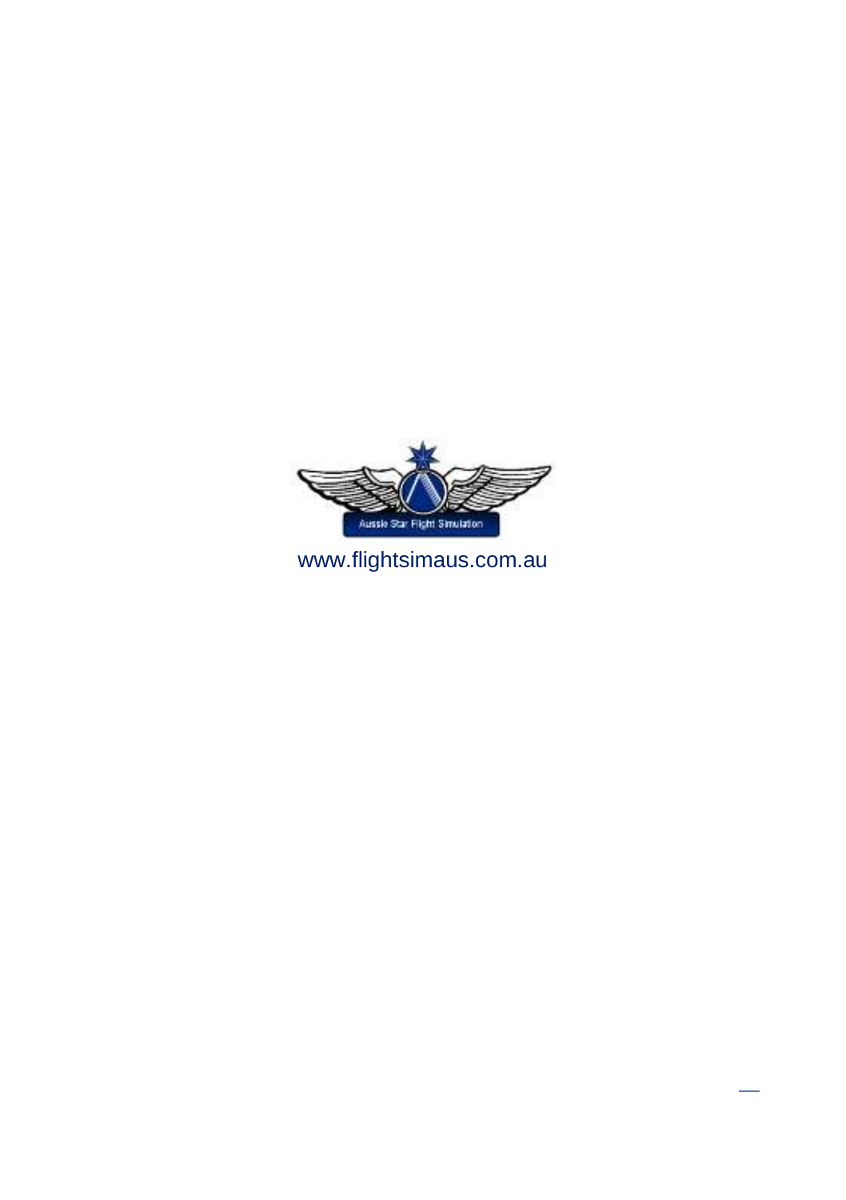Aussie Star Flight Simulation

www.flightsimaus.com.au